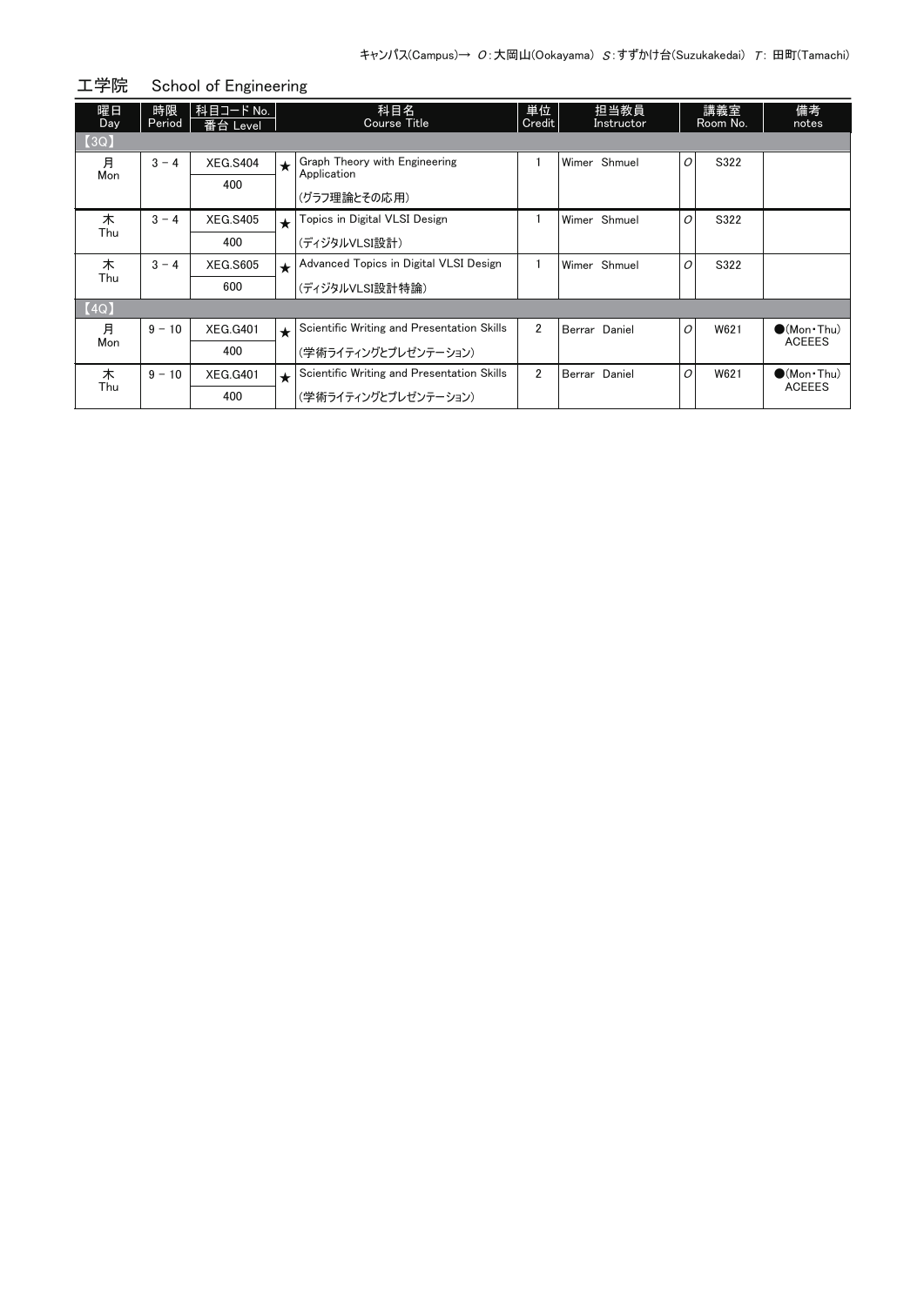キャンパス(Campus)→ *O*:大岡山(Ookayama) *S*:すずかけ台(Suzukakedai) *T*: 田町(Tamachi)

## 工学院　School of Engineering

| 曜日 Day | 時限 Period | 科目コード No. 番台 Level | | 科目名 Course Title | 単位 Credit | 担当教員 Instructor | | 講義室 Room No. | 備考 notes |
|---|---|---|---|---|---|---|---|---|---|
| 【3Q】 | | | | | | | | | |
| 月 Mon | 3 － 4 | XEG.S404 400 | ★ | Graph Theory with Engineering Application (グラフ理論とその応用) | 1 | Wimer Shmuel | *O* | S322 | |
| 木 Thu | 3 － 4 | XEG.S405 400 | ★ | Topics in Digital VLSI Design (ディジタルVLSI設計) | 1 | Wimer Shmuel | *O* | S322 | |
| 木 Thu | 3 － 4 | XEG.S605 600 | ★ | Advanced Topics in Digital VLSI Design (ディジタルVLSI設計特論) | 1 | Wimer Shmuel | *O* | S322 | |
| 【4Q】 | | | | | | | | | |
| 月 Mon | 9 － 10 | XEG.G401 400 | ★ | Scientific Writing and Presentation Skills (学術ライティングとプレゼンテーション) | 2 | Berrar Daniel | *O* | W621 | ●(Mon・Thu) ACEEES |
| 木 Thu | 9 － 10 | XEG.G401 400 | ★ | Scientific Writing and Presentation Skills (学術ライティングとプレゼンテーション) | 2 | Berrar Daniel | *O* | W621 | ●(Mon・Thu) ACEEES |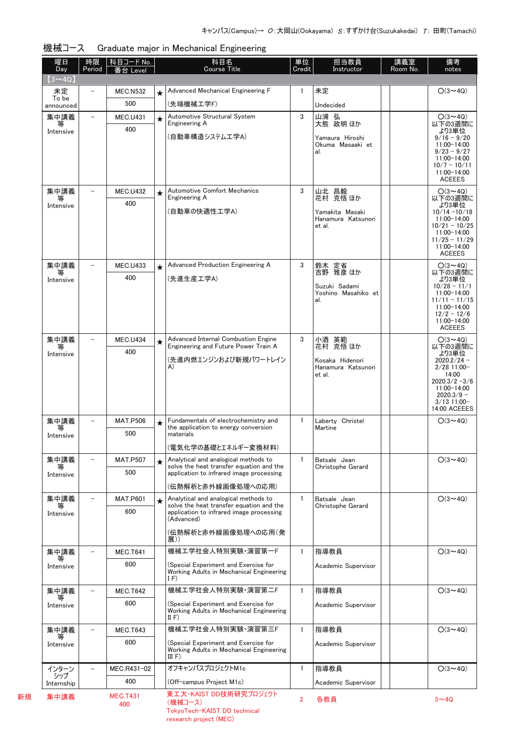キャンパス(Campus)→ O：大岡山(Ookayama) S：すずかけ台(Suzukakedai) T：田町(Tamachi)

## 機械コース　Graduate major in Mechanical Engineering

| | 曜日 Day | 時限 Period | 科目コード No. 番台 Level | | 科目名 Course Title | 単位 Credit | 担当教員 Instructor | 講義室 Room No. | | 備考 notes |
|---|---|---|---|---|---|---|---|---|---|---|
| | 【3～4Q】 | | | | | | | | | |
| | 未定 To be announced | － | MEC.N532 500 | ★ | Advanced Mechanical Engineering F (先端機械工学F) | 1 | 未定 Undecided | | | O(3～4Q) |
| | 集中講義等 Intensive | － | MEC.U431 400 | ★ | Automotive Structural System Engineering A (自動車構造システム工学A) | 3 | 山浦 弘 大熊 政明 ほか Yamaura Hiroshi Okuma Masaaki et al. | | | O(3～4Q) 以下の3週間により3単位 9/16 – 9/20 11:00–14:00 9/23 – 9/27 11:00–14:00 10/7 – 10/11 11:00–14:00 ACEEES |
| | 集中講義等 Intensive | － | MEC.U432 400 | ★ | Automotive Comfort Mechanics Engineering A (自動車の快適性工学A) | 3 | 山北 昌毅 花村 克悟 ほか Yamakita Masaki Hanamura Katsunori et al. | | | O(3～4Q) 以下の3週間により3単位 10/14 –10/18 11:00–14:00 10/21 – 10/25 11:00–14:00 11/25 – 11/29 11:00–14:00 ACEEES |
| | 集中講義等 Intensive | － | MEC.U433 400 | ★ | Advanced Production Engineering A (先進生産工学A) | 3 | 鈴木 定省 吉野 雅彦 ほか Suzuki Sadami Yoshino Masahiko et al. | | | O(3～4Q) 以下の3週間により3単位 10/28 – 11/1 11:00–14:00 11/11 – 11/15 11:00–14:00 12/2 – 12/6 11:00–14:00 ACEEES |
| | 集中講義等 Intensive | － | MEC.U434 400 | ★ | Advanced Internal Combustion Engine Engineering and Future Power Train A (先進内燃エンジンおよび新規パワートレインA) | 3 | 小酒 英範 花村 克悟 ほか Kosaka Hidenori Hanamura Katsunori et al. | | | O(3～4Q) 以下の3週間により3単位 2020.2/24 – 2/28 11:00–14:00 2020.3/2 –3/6 11:00–14:00 2020.3/9 – 3/13 11:00–14:00 ACEEES |
| | 集中講義等 Intensive | － | MAT.P506 500 | ★ | Fundamentals of electrochemistry and the application to energy conversion materials (電気化学の基礎とエネルギー変換材料) | 1 | Laberty Christel Martine | | | O(3～4Q) |
| | 集中講義等 Intensive | － | MAT.P507 500 | ★ | Analytical and analogical methods to solve the heat transfer equation and the application to infrared image processing (伝熱解析と赤外線画像処理への応用) | 1 | Batsale Jean Christophe Gerard | | | O(3～4Q) |
| | 集中講義等 Intensive | － | MAT.P601 600 | ★ | Analytical and analogical methods to solve the heat transfer equation and the application to infrared image processing (Advanced) (伝熱解析と赤外線画像処理への応用(発展)) | 1 | Batsale Jean Christophe Gerard | | | O(3～4Q) |
| | 集中講義等 Intensive | － | MEC.T641 600 | | 機械工学社会人特別実験・演習第一F (Special Experiment and Exercise for Working Adults in Mechanical Engineering I F) | 1 | 指導教員 Academic Supervisor | | | O(3～4Q) |
| | 集中講義等 Intensive | － | MEC.T642 600 | | 機械工学社会人特別実験・演習第二F (Special Experiment and Exercise for Working Adults in Mechanical Engineering II F) | 1 | 指導教員 Academic Supervisor | | | O(3～4Q) |
| | 集中講義等 Intensive | － | MEC.T643 600 | | 機械工学社会人特別実験・演習第三F (Special Experiment and Exercise for Working Adults in Mechanical Engineering III F) | 1 | 指導教員 Academic Supervisor | | | O(3～4Q) |
| | インターンシップ Internship | － | MEC.R431-02 400 | | オフキャンパスプロジェクトM1c (Off-campus Project M1c) | 1 | 指導教員 Academic Supervisor | | | O(3～4Q) |
| 新規 | 集中講義 | | MEC.T431 400 | | 東工大-KAIST DD技術研究プロジェクト(機械コース) TokyoTech-KAIST DD technical research project (MEC) | 2 | 各教員 | | | 3～4Q |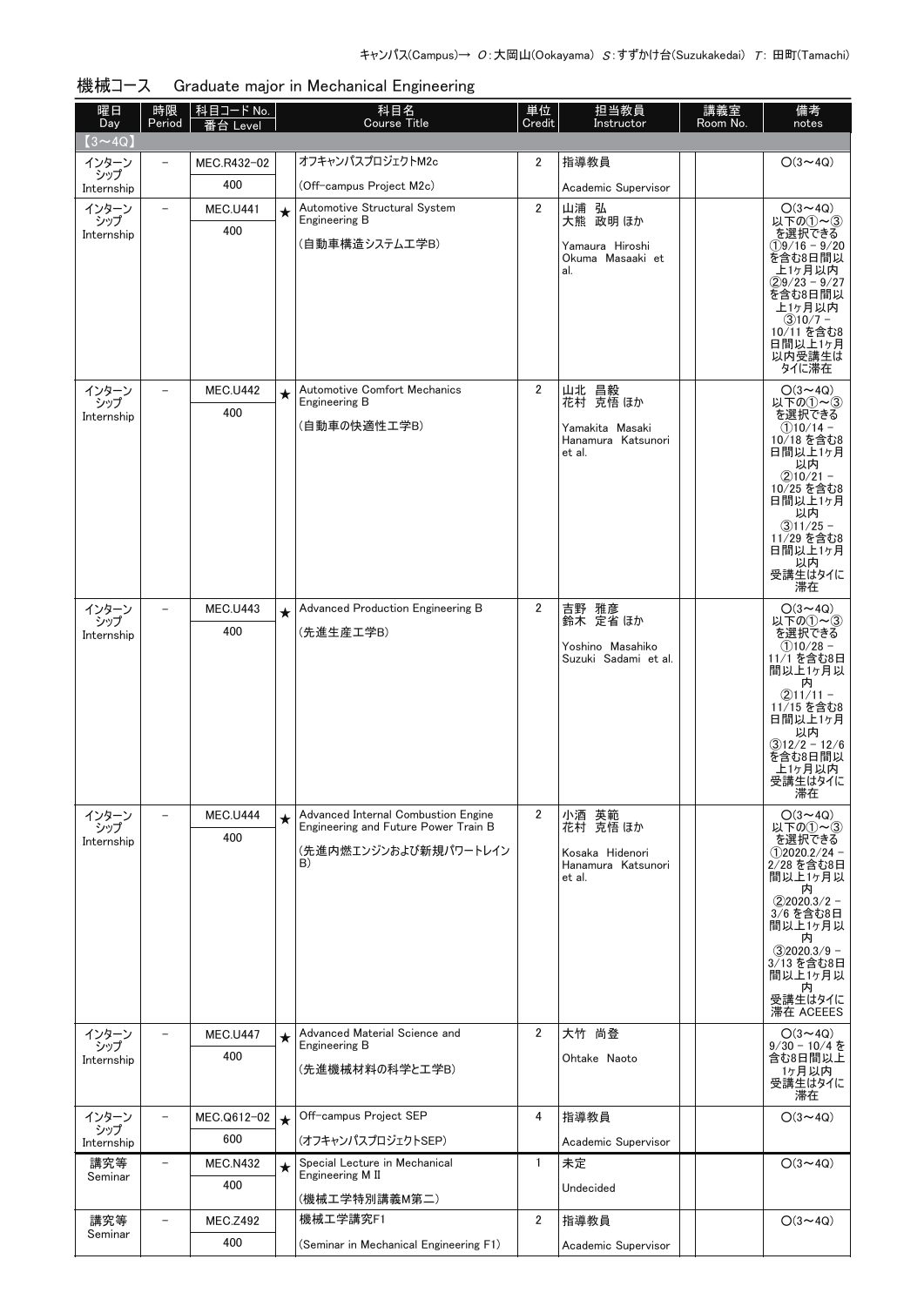キャンパス(Campus)→ O:大岡山(Ookayama) S:すずかけ台(Suzukakedai) T: 田町(Tamachi)

## 機械コース　Graduate major in Mechanical Engineering

| 曜日 Day | 時限 Period | 科目コード No. 番台 Level | | 科目名 Course Title | 単位 Credit | 担当教員 Instructor | 講義室 Room No. | | 備考 notes |
|---|---|---|---|---|---|---|---|---|---|
| 【3～4Q】 | | | | | | | | | |
| インターンシップ Internship | － | MEC.R432-02 400 | | オフキャンパスプロジェクトM2c (Off-campus Project M2c) | 2 | 指導教員 Academic Supervisor | | | O(3～4Q) |
| インターンシップ Internship | － | MEC.U441 400 | ★ | Automotive Structural System Engineering B (自動車構造システム工学B) | 2 | 山浦 弘 大熊 政明 ほか Yamaura Hiroshi Okuma Masaaki et al. | | | O(3～4Q) 以下の①～③を選択できる ①9/16 - 9/20を含む8日間以上1ヶ月以内 ②9/23 - 9/27を含む8日間以上1ヶ月以内 ③10/7 - 10/11 を含む8日間以上1ヶ月以内受講生はタイに滞在 |
| インターンシップ Internship | － | MEC.U442 400 | ★ | Automotive Comfort Mechanics Engineering B (自動車の快適性工学B) | 2 | 山北 昌毅 花村 克悟 ほか Yamakita Masaki Hanamura Katsunori et al. | | | O(3～4Q) 以下の①～③を選択できる ①10/14 - 10/18 を含む8日間以上1ヶ月以内 ②10/21 - 10/25 を含む8日間以上1ヶ月以内 ③11/25 - 11/29 を含む8日間以上1ヶ月以内 受講生はタイに滞在 |
| インターンシップ Internship | － | MEC.U443 400 | ★ | Advanced Production Engineering B (先進生産工学B) | 2 | 吉野 雅彦 鈴木 定省 ほか Yoshino Masahiko Suzuki Sadami et al. | | | O(3～4Q) 以下の①～③を選択できる ①10/28 - 11/1 を含む8日間以上1ヶ月以内 ②11/11 - 11/15 を含む8日間以上1ヶ月以内 ③12/2 - 12/6を含む8日間以上1ヶ月以内 受講生はタイに滞在 |
| インターンシップ Internship | － | MEC.U444 400 | ★ | Advanced Internal Combustion Engine Engineering and Future Power Train B (先進内燃エンジンおよび新規パワートレインB) | 2 | 小酒 英範 花村 克悟 ほか Kosaka Hidenori Hanamura Katsunori et al. | | | O(3～4Q) 以下の①～③を選択できる ①2020.2/24 - 2/28 を含む8日間以上1ヶ月以内 ②2020.3/2 - 3/6 を含む8日間以上1ヶ月以内 ③2020.3/9 - 3/13 を含む8日間以上1ヶ月以内 受講生はタイに滞在 ACEEES |
| インターンシップ Internship | － | MEC.U447 400 | ★ | Advanced Material Science and Engineering B (先進機械材料の科学と工学B) | 2 | 大竹 尚登 Ohtake Naoto | | | O(3～4Q) 9/30 - 10/4 を含む8日間以上1ヶ月以内 受講生はタイに滞在 |
| インターンシップ Internship | － | MEC.Q612-02 600 | ★ | Off-campus Project SEP (オフキャンパスプロジェクトSEP) | 4 | 指導教員 Academic Supervisor | | | O(3～4Q) |
| 講究等 Seminar | － | MEC.N432 400 | ★ | Special Lecture in Mechanical Engineering M II (機械工学特別講義M第二) | 1 | 未定 Undecided | | | O(3～4Q) |
| 講究等 Seminar | － | MEC.Z492 400 | | 機械工学講究F1 (Seminar in Mechanical Engineering F1) | 2 | 指導教員 Academic Supervisor | | | O(3～4Q) |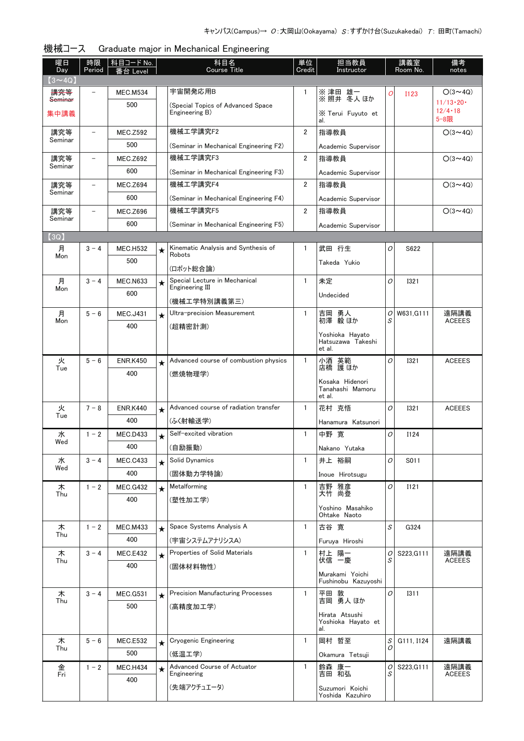キャンパス(Campus)→ O:大岡山(Ookayama) S:すずかけ台(Suzukakedai) T: 田町(Tamachi)

## 機械コース　Graduate major in Mechanical Engineering

| 曜日 Day | 時限 Period | 科目コード No. 番台 Level | | 科目名 Course Title | 単位 Credit | 担当教員 Instructor | | 講義室 Room No. | 備考 notes |
|---|---|---|---|---|---|---|---|---|---|
| 【3～4Q】 | | | | | | | | | |
| 講究等 ~~Seminar~~ 集中講義 | – | MEC.M534 500 | | 宇宙開発応用B (Special Topics of Advanced Space Engineering B) | 1 | ※ 津田 雄一 ※ 照井 冬人 ほか ※ Terui Fuyuto et al. | O | I123 | O(3～4Q) 11/13・20・12/4・18 5-8限 |
| 講究等 Seminar | – | MEC.Z592 500 | | 機械工学講究F2 (Seminar in Mechanical Engineering F2) | 2 | 指導教員 Academic Supervisor | | | O(3～4Q) |
| 講究等 Seminar | – | MEC.Z692 600 | | 機械工学講究F3 (Seminar in Mechanical Engineering F3) | 2 | 指導教員 Academic Supervisor | | | O(3～4Q) |
| 講究等 Seminar | – | MEC.Z694 600 | | 機械工学講究F4 (Seminar in Mechanical Engineering F4) | 2 | 指導教員 Academic Supervisor | | | O(3～4Q) |
| 講究等 Seminar | – | MEC.Z696 600 | | 機械工学講究F5 (Seminar in Mechanical Engineering F5) | 2 | 指導教員 Academic Supervisor | | | O(3～4Q) |
| 【3Q】 | | | | | | | | | |
| 月 Mon | 3 – 4 | MEC.H532 500 | ★ | Kinematic Analysis and Synthesis of Robots (ロボット総合論) | 1 | 武田 行生 Takeda Yukio | O | S622 | |
| 月 Mon | 3 – 4 | MEC.N633 600 | ★ | Special Lecture in Mechanical Engineering III (機械工学特別講義第三) | 1 | 未定 Undecided | O | I321 | |
| 月 Mon | 5 – 6 | MEC.J431 400 | ★ | Ultra-precision Measurement (超精密計測) | 1 | 吉岡 勇人 初澤 毅 ほか Yoshioka Hayato Hatsuzawa Takeshi et al. | O S | W631,G111 | 遠隔講義 ACEEES |
| 火 Tue | 5 – 6 | ENR.K450 400 | ★ | Advanced course of combustion physics (燃焼物理学) | 1 | 小酒 英範 店橋 護 ほか Kosaka Hidenori Tanahashi Mamoru et al. | O | I321 | ACEEES |
| 火 Tue | 7 – 8 | ENR.K440 400 | ★ | Advanced course of radiation transfer (ふく射輸送学) | 1 | 花村 克悟 Hanamura Katsunori | O | I321 | ACEEES |
| 水 Wed | 1 – 2 | MEC.D433 400 | ★ | Self-excited vibration (自励振動) | 1 | 中野 寛 Nakano Yutaka | O | I124 | |
| 水 Wed | 3 – 4 | MEC.C433 400 | ★ | Solid Dynamics (固体動力学特論) | 1 | 井上 裕嗣 Inoue Hirotsugu | O | S011 | |
| 木 Thu | 1 – 2 | MEC.G432 400 | ★ | Metalforming (塑性加工学) | 1 | 吉野 雅彦 大竹 尚登 Yoshino Masahiko Ohtake Naoto | O | I121 | |
| 木 Thu | 1 – 2 | MEC.M433 400 | ★ | Space Systems Analysis A (宇宙システムアナリシスA) | 1 | 古谷 寛 Furuya Hiroshi | S | G324 | |
| 木 Thu | 3 – 4 | MEC.E432 400 | ★ | Properties of Solid Materials (固体材料物性) | 1 | 村上 陽一 伏信 一慶 Murakami Yoichi Fushinobu Kazuyoshi | O S | S223,G111 | 遠隔講義 ACEEES |
| 木 Thu | 3 – 4 | MEC.G531 500 | ★ | Precision Manufacturing Processes (高精度加工学) | 1 | 平田 敦 吉岡 勇人 ほか Hirata Atsushi Yoshioka Hayato et al. | O | I311 | |
| 木 Thu | 5 – 6 | MEC.E532 500 | ★ | Cryogenic Engineering (低温工学) | 1 | 岡村 哲至 Okamura Tetsuji | S O | G111, I124 | 遠隔講義 |
| 金 Fri | 1 – 2 | MEC.H434 400 | ★ | Advanced Course of Actuator Engineering (先端アクチュエータ) | 1 | 鈴森 康一 吉田 和弘 Suzumori Koichi Yoshida Kazuhiro | O S | S223,G111 | 遠隔講義 ACEEES |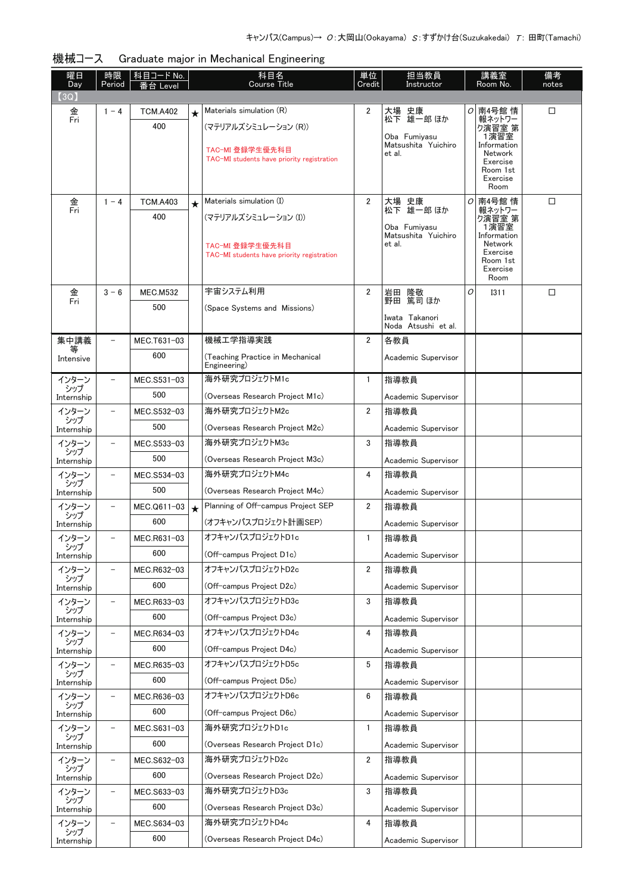キャンパス(Campus)→ O：大岡山(Ookayama) S：すずかけ台(Suzukakedai) T：田町(Tamachi)

## 機械コース　Graduate major in Mechanical Engineering

| 曜日 Day | 時限 Period | 科目コード No. 番台 Level | | 科目名 Course Title | 単位 Credit | 担当教員 Instructor | | 講義室 Room No. | 備考 notes |
|---|---|---|---|---|---|---|---|---|---|
| 【3Q】 | | | | | | | | | |
| 金 Fri | 1－4 | TCM.A402 400 | ★ | Materials simulation (R) (マテリアルズシミュレーション (R)) TAC-MI 登録学生優先科目 TAC-MI students have priority registration | 2 | 大場　史康 松下　雄一郎 ほか Oba Fumiyasu Matsushita Yuichiro et al. | O | 南4号館 情報ネットワーク演習室 第1演習室 Information Network Exercise Room 1st Exercise Room | □ |
| 金 Fri | 1－4 | TCM.A403 400 | ★ | Materials simulation (I) (マテリアルズシミュレーション (I)) TAC-MI 登録学生優先科目 TAC-MI students have priority registration | 2 | 大場　史康 松下　雄一郎 ほか Oba Fumiyasu Matsushita Yuichiro et al. | O | 南4号館 情報ネットワーク演習室 第1演習室 Information Network Exercise Room 1st Exercise Room | □ |
| 金 Fri | 3－6 | MEC.M532 500 | | 宇宙システム利用 (Space Systems and Missions) | 2 | 岩田　隆敬 野田　篤司 ほか Iwata Takanori Noda Atsushi et al. | O | I311 | □ |
| 集中講義等 Intensive | － | MEC.T631-03 600 | | 機械工学指導実践 (Teaching Practice in Mechanical Engineering) | 2 | 各教員 Academic Supervisor | | | |
| インターンシップ Internship | － | MEC.S531-03 500 | | 海外研究プロジェクトM1c (Overseas Research Project M1c) | 1 | 指導教員 Academic Supervisor | | | |
| インターンシップ Internship | － | MEC.S532-03 500 | | 海外研究プロジェクトM2c (Overseas Research Project M2c) | 2 | 指導教員 Academic Supervisor | | | |
| インターンシップ Internship | － | MEC.S533-03 500 | | 海外研究プロジェクトM3c (Overseas Research Project M3c) | 3 | 指導教員 Academic Supervisor | | | |
| インターンシップ Internship | － | MEC.S534-03 500 | | 海外研究プロジェクトM4c (Overseas Research Project M4c) | 4 | 指導教員 Academic Supervisor | | | |
| インターンシップ Internship | － | MEC.Q611-03 600 | ★ | Planning of Off-campus Project SEP (オフキャンパスプロジェクト計画SEP) | 2 | 指導教員 Academic Supervisor | | | |
| インターンシップ Internship | － | MEC.R631-03 600 | | オフキャンパスプロジェクトD1c (Off-campus Project D1c) | 1 | 指導教員 Academic Supervisor | | | |
| インターンシップ Internship | － | MEC.R632-03 600 | | オフキャンパスプロジェクトD2c (Off-campus Project D2c) | 2 | 指導教員 Academic Supervisor | | | |
| インターンシップ Internship | － | MEC.R633-03 600 | | オフキャンパスプロジェクトD3c (Off-campus Project D3c) | 3 | 指導教員 Academic Supervisor | | | |
| インターンシップ Internship | － | MEC.R634-03 600 | | オフキャンパスプロジェクトD4c (Off-campus Project D4c) | 4 | 指導教員 Academic Supervisor | | | |
| インターンシップ Internship | － | MEC.R635-03 600 | | オフキャンパスプロジェクトD5c (Off-campus Project D5c) | 5 | 指導教員 Academic Supervisor | | | |
| インターンシップ Internship | － | MEC.R636-03 600 | | オフキャンパスプロジェクトD6c (Off-campus Project D6c) | 6 | 指導教員 Academic Supervisor | | | |
| インターンシップ Internship | － | MEC.S631-03 600 | | 海外研究プロジェクトD1c (Overseas Research Project D1c) | 1 | 指導教員 Academic Supervisor | | | |
| インターンシップ Internship | － | MEC.S632-03 600 | | 海外研究プロジェクトD2c (Overseas Research Project D2c) | 2 | 指導教員 Academic Supervisor | | | |
| インターンシップ Internship | － | MEC.S633-03 600 | | 海外研究プロジェクトD3c (Overseas Research Project D3c) | 3 | 指導教員 Academic Supervisor | | | |
| インターンシップ Internship | － | MEC.S634-03 600 | | 海外研究プロジェクトD4c (Overseas Research Project D4c) | 4 | 指導教員 Academic Supervisor | | | |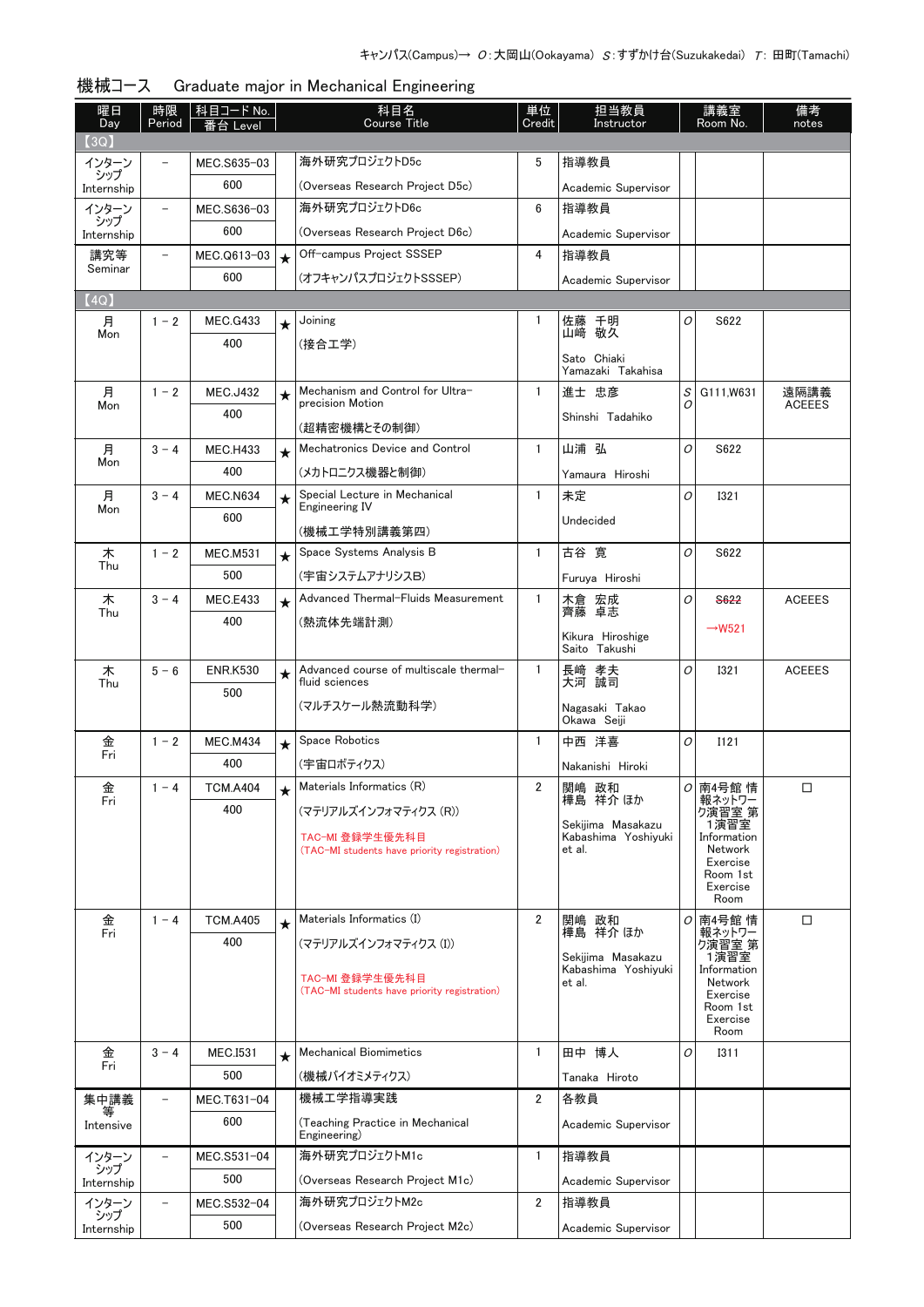キャンパス(Campus)→ O:大岡山(Ookayama) S:すずかけ台(Suzukakedai) T: 田町(Tamachi)

## 機械コース　Graduate major in Mechanical Engineering

| 曜日 Day | 時限 Period | 科目コード No. 番台 Level | | 科目名 Course Title | 単位 Credit | 担当教員 Instructor | | 講義室 Room No. | 備考 notes |
|---|---|---|---|---|---|---|---|---|---|
| 【3Q】 | | | | | | | | | |
| インターンシップ Internship | － | MEC.S635-03 600 | | 海外研究プロジェクトD5c (Overseas Research Project D5c) | 5 | 指導教員 Academic Supervisor | | | |
| インターンシップ Internship | － | MEC.S636-03 600 | | 海外研究プロジェクトD6c (Overseas Research Project D6c) | 6 | 指導教員 Academic Supervisor | | | |
| 講究等 Seminar | － | MEC.Q613-03 600 | ★ | Off-campus Project SSSEP (オフキャンパスプロジェクトSSSEP) | 4 | 指導教員 Academic Supervisor | | | |
| 【4Q】 | | | | | | | | | |
| 月 Mon | 1－2 | MEC.G433 400 | ★ | Joining (接合工学) | 1 | 佐藤　千明 山崎　敬久 Sato Chiaki Yamazaki Takahisa | O | S622 | |
| 月 Mon | 1－2 | MEC.J432 400 | ★ | Mechanism and Control for Ultra-precision Motion (超精密機構とその制御) | 1 | 進士　忠彦 Shinshi Tadahiko | S O | G111,W631 | 遠隔講義 ACEEES |
| 月 Mon | 3－4 | MEC.H433 400 | ★ | Mechatronics Device and Control (メカトロニクス機器と制御) | 1 | 山浦　弘 Yamaura Hiroshi | O | S622 | |
| 月 Mon | 3－4 | MEC.N634 600 | ★ | Special Lecture in Mechanical Engineering IV (機械工学特別講義第四) | 1 | 未定 Undecided | O | I321 | |
| 木 Thu | 1－2 | MEC.M531 500 | ★ | Space Systems Analysis B (宇宙システムアナリシスB) | 1 | 古谷　寛 Furuya Hiroshi | O | S622 | |
| 木 Thu | 3－4 | MEC.E433 400 | ★ | Advanced Thermal-Fluids Measurement (熱流体先端計測) | 1 | 木倉　宏成 齊藤　卓志 Kikura Hiroshige Saito Takushi | O | ~~S622~~ →W521 | ACEEES |
| 木 Thu | 5－6 | ENR.K530 500 | ★ | Advanced course of multiscale thermal-fluid sciences (マルチスケール熱流動科学) | 1 | 長崎　孝夫 大河　誠司 Nagasaki Takao Okawa Seiji | O | I321 | ACEEES |
| 金 Fri | 1－2 | MEC.M434 400 | ★ | Space Robotics (宇宙ロボティクス) | 1 | 中西　洋喜 Nakanishi Hiroki | O | I121 | |
| 金 Fri | 1－4 | TCM.A404 400 | ★ | Materials Informatics (R) (マテリアルズインフォマティクス (R)) TAC-MI 登録学生優先科目 (TAC-MI students have priority registration) | 2 | 関嶋　政和 樺島　祥介 ほか Sekijima Masakazu Kabashima Yoshiyuki et al. | O | 南4号館 情報ネットワーク演習室 第1演習室 Information Network Exercise Room 1st Exercise Room | □ |
| 金 Fri | 1－4 | TCM.A405 400 | ★ | Materials Informatics (I) (マテリアルズインフォマティクス (I)) TAC-MI 登録学生優先科目 (TAC-MI students have priority registration) | 2 | 関嶋　政和 樺島　祥介 ほか Sekijima Masakazu Kabashima Yoshiyuki et al. | O | 南4号館 情報ネットワーク演習室 第1演習室 Information Network Exercise Room 1st Exercise Room | □ |
| 金 Fri | 3－4 | MEC.I531 500 | ★ | Mechanical Biomimetics (機械バイオミメティクス) | 1 | 田中　博人 Tanaka Hiroto | O | I311 | |
| 集中講義等 Intensive | － | MEC.T631-04 600 | | 機械工学指導実践 (Teaching Practice in Mechanical Engineering) | 2 | 各教員 Academic Supervisor | | | |
| インターンシップ Internship | － | MEC.S531-04 500 | | 海外研究プロジェクトM1c (Overseas Research Project M1c) | 1 | 指導教員 Academic Supervisor | | | |
| インターンシップ Internship | － | MEC.S532-04 500 | | 海外研究プロジェクトM2c (Overseas Research Project M2c) | 2 | 指導教員 Academic Supervisor | | | |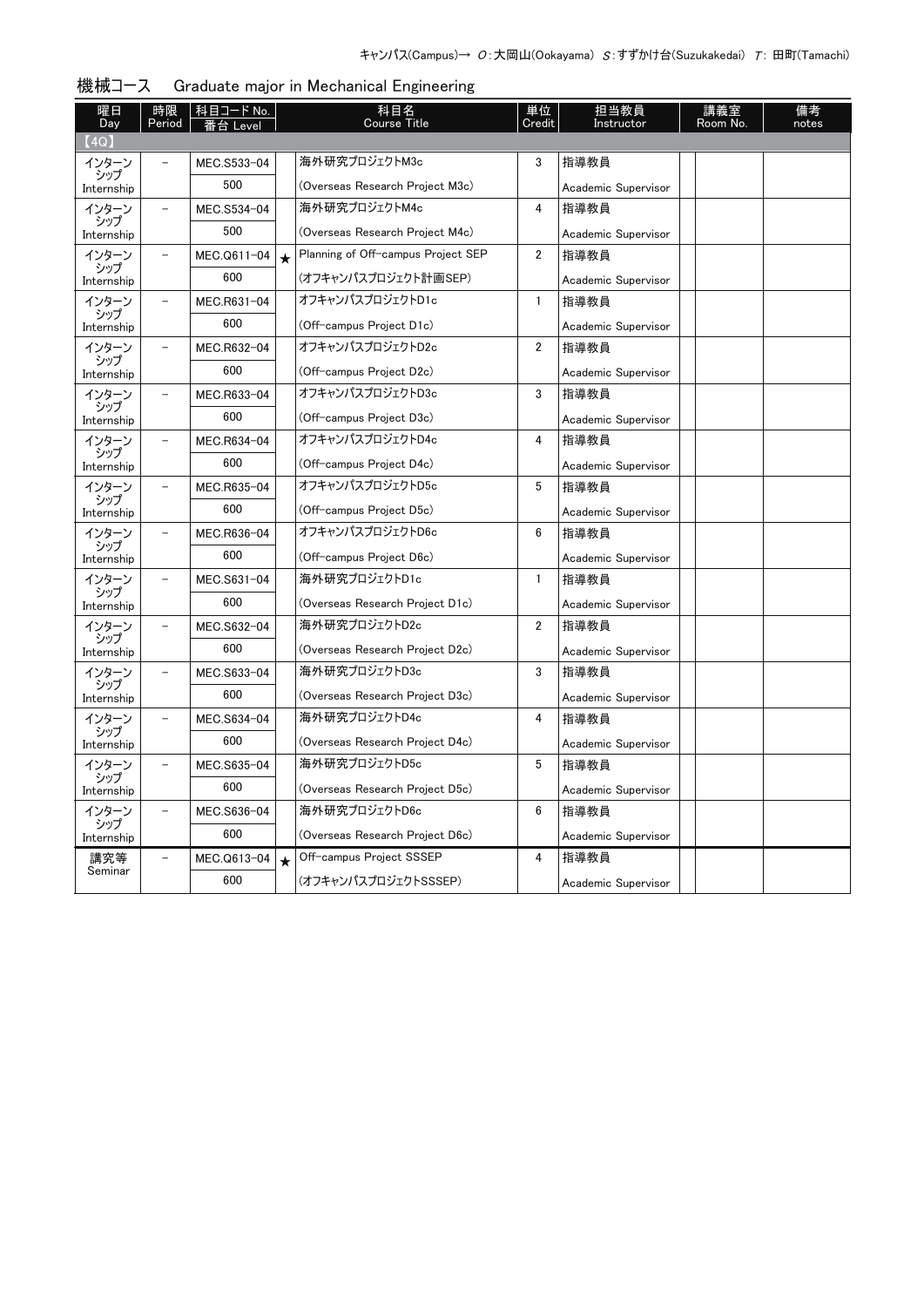キャンパス(Campus)→ O:大岡山(Ookayama) S:すずかけ台(Suzukakedai) T: 田町(Tamachi)

## 機械コース　Graduate major in Mechanical Engineering

| 曜日 Day | 時限 Period | 科目コード No. 番台 Level | | 科目名 Course Title | 単位 Credit | 担当教員 Instructor | | 講義室 Room No. | 備考 notes |
|---|---|---|---|---|---|---|---|---|---|
| 【4Q】 | | | | | | | | | |
| インターンシップ Internship | – | MEC.S533-04 500 | | 海外研究プロジェクトM3c (Overseas Research Project M3c) | 3 | 指導教員 Academic Supervisor | | | |
| インターンシップ Internship | – | MEC.S534-04 500 | | 海外研究プロジェクトM4c (Overseas Research Project M4c) | 4 | 指導教員 Academic Supervisor | | | |
| インターンシップ Internship | – | MEC.Q611-04 600 | ★ | Planning of Off-campus Project SEP (オフキャンパスプロジェクト計画SEP) | 2 | 指導教員 Academic Supervisor | | | |
| インターンシップ Internship | – | MEC.R631-04 600 | | オフキャンパスプロジェクトD1c (Off-campus Project D1c) | 1 | 指導教員 Academic Supervisor | | | |
| インターンシップ Internship | – | MEC.R632-04 600 | | オフキャンパスプロジェクトD2c (Off-campus Project D2c) | 2 | 指導教員 Academic Supervisor | | | |
| インターンシップ Internship | – | MEC.R633-04 600 | | オフキャンパスプロジェクトD3c (Off-campus Project D3c) | 3 | 指導教員 Academic Supervisor | | | |
| インターンシップ Internship | – | MEC.R634-04 600 | | オフキャンパスプロジェクトD4c (Off-campus Project D4c) | 4 | 指導教員 Academic Supervisor | | | |
| インターンシップ Internship | – | MEC.R635-04 600 | | オフキャンパスプロジェクトD5c (Off-campus Project D5c) | 5 | 指導教員 Academic Supervisor | | | |
| インターンシップ Internship | – | MEC.R636-04 600 | | オフキャンパスプロジェクトD6c (Off-campus Project D6c) | 6 | 指導教員 Academic Supervisor | | | |
| インターンシップ Internship | – | MEC.S631-04 600 | | 海外研究プロジェクトD1c (Overseas Research Project D1c) | 1 | 指導教員 Academic Supervisor | | | |
| インターンシップ Internship | – | MEC.S632-04 600 | | 海外研究プロジェクトD2c (Overseas Research Project D2c) | 2 | 指導教員 Academic Supervisor | | | |
| インターンシップ Internship | – | MEC.S633-04 600 | | 海外研究プロジェクトD3c (Overseas Research Project D3c) | 3 | 指導教員 Academic Supervisor | | | |
| インターンシップ Internship | – | MEC.S634-04 600 | | 海外研究プロジェクトD4c (Overseas Research Project D4c) | 4 | 指導教員 Academic Supervisor | | | |
| インターンシップ Internship | – | MEC.S635-04 600 | | 海外研究プロジェクトD5c (Overseas Research Project D5c) | 5 | 指導教員 Academic Supervisor | | | |
| インターンシップ Internship | – | MEC.S636-04 600 | | 海外研究プロジェクトD6c (Overseas Research Project D6c) | 6 | 指導教員 Academic Supervisor | | | |
| 講究等 Seminar | – | MEC.Q613-04 600 | ★ | Off-campus Project SSSEP (オフキャンパスプロジェクトSSSEP) | 4 | 指導教員 Academic Supervisor | | | |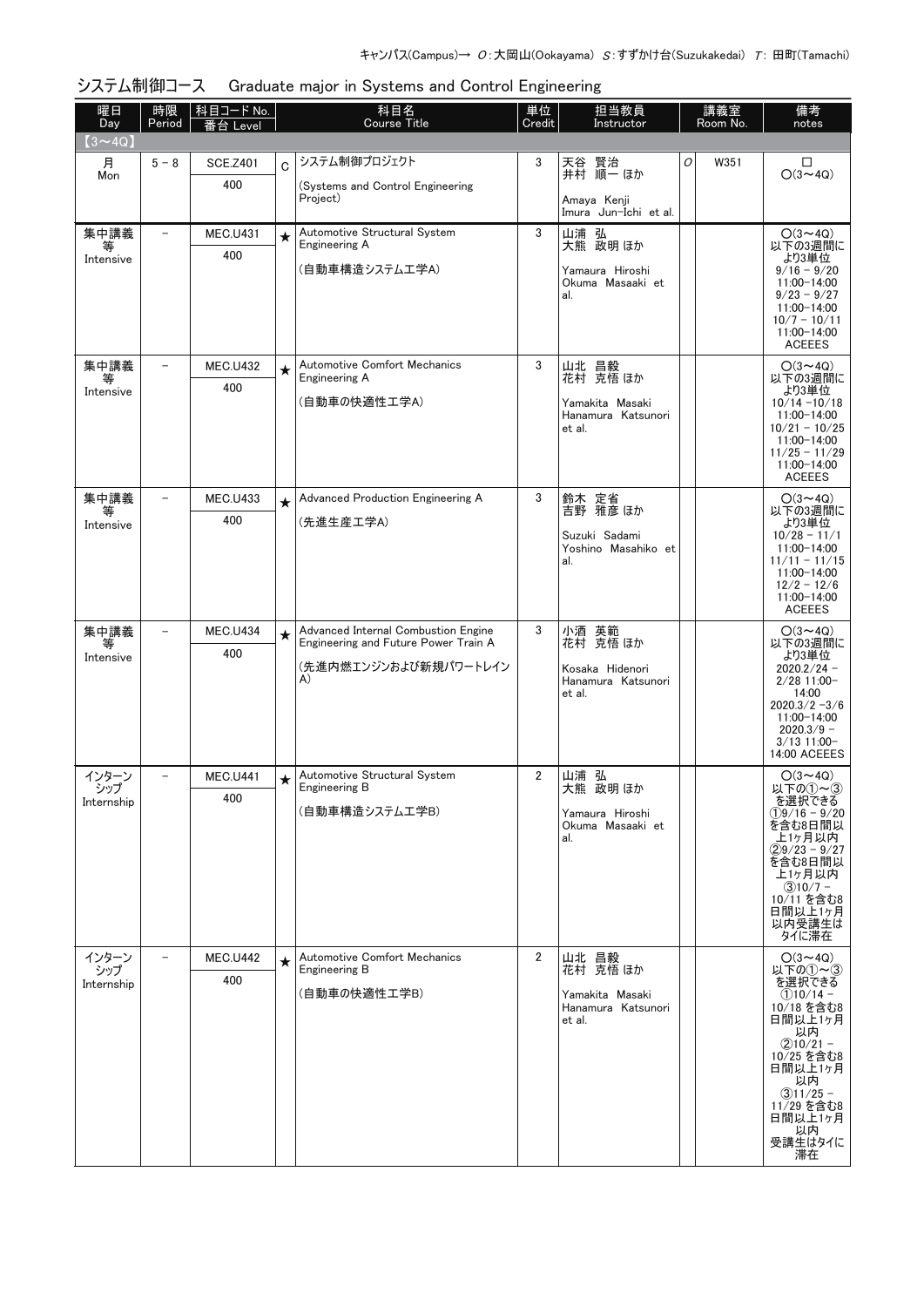キャンパス(Campus)→ O:大岡山(Ookayama) S:すずかけ台(Suzukakedai) T: 田町(Tamachi)

## システム制御コース　Graduate major in Systems and Control Engineering

| 曜日 Day | 時限 Period | 科目コード No. 番台 Level | | 科目名 Course Title | 単位 Credit | 担当教員 Instructor | 講義室 Room No. | | 備考 notes |
|---|---|---|---|---|---|---|---|---|---|
| 【3～4Q】 | | | | | | | | | |
| 月 Mon | 5－8 | SCE.Z401 400 | C | システム制御プロジェクト (Systems and Control Engineering Project) | 3 | 天谷 賢治 井村 順一 ほか Amaya Kenji Imura Jun-Ichi et al. | O | W351 | □ ○(3～4Q) |
| 集中講義等 Intensive | － | MEC.U431 400 | ★ | Automotive Structural System Engineering A (自動車構造システム工学A) | 3 | 山浦 弘 大熊 政明 ほか Yamaura Hiroshi Okuma Masaaki et al. | | | ○(3～4Q) 以下の3週間により3単位 9/16 - 9/20 11:00-14:00 9/23 - 9/27 11:00-14:00 10/7 - 10/11 11:00-14:00 ACEEES |
| 集中講義等 Intensive | － | MEC.U432 400 | ★ | Automotive Comfort Mechanics Engineering A (自動車の快適性工学A) | 3 | 山北 昌毅 花村 克悟 ほか Yamakita Masaki Hanamura Katsunori et al. | | | ○(3～4Q) 以下の3週間により3単位 10/14 -10/18 11:00-14:00 10/21 - 10/25 11:00-14:00 11/25 - 11/29 11:00-14:00 ACEEES |
| 集中講義等 Intensive | － | MEC.U433 400 | ★ | Advanced Production Engineering A (先進生産工学A) | 3 | 鈴木 定省 吉野 雅彦 ほか Suzuki Sadami Yoshino Masahiko et al. | | | ○(3～4Q) 以下の3週間により3単位 10/28 - 11/1 11:00-14:00 11/11 - 11/15 11:00-14:00 12/2 - 12/6 11:00-14:00 ACEEES |
| 集中講義等 Intensive | － | MEC.U434 400 | ★ | Advanced Internal Combustion Engine Engineering and Future Power Train A (先進内燃エンジンおよび新規パワートレインA) | 3 | 小酒 英範 花村 克悟 ほか Kosaka Hidenori Hanamura Katsunori et al. | | | ○(3～4Q) 以下の3週間により3単位 2020.2/24 - 2/28 11:00-14:00 2020.3/2 -3/6 11:00-14:00 2020.3/9 - 3/13 11:00-14:00 ACEEES |
| インターンシップ Internship | － | MEC.U441 400 | ★ | Automotive Structural System Engineering B (自動車構造システム工学B) | 2 | 山浦 弘 大熊 政明 ほか Yamaura Hiroshi Okuma Masaaki et al. | | | ○(3～4Q) 以下の①～③を選択できる ①9/16 - 9/20 を含む8日間以上1ヶ月以内 ②9/23 - 9/27 を含む8日間以上1ヶ月以内 ③10/7 - 10/11 を含む8日間以上1ヶ月以内受講生はタイに滞在 |
| インターンシップ Internship | － | MEC.U442 400 | ★ | Automotive Comfort Mechanics Engineering B (自動車の快適性工学B) | 2 | 山北 昌毅 花村 克悟 ほか Yamakita Masaki Hanamura Katsunori et al. | | | ○(3～4Q) 以下の①～③を選択できる ①10/14 - 10/18 を含む8日間以上1ヶ月以内 ②10/21 - 10/25 を含む8日間以上1ヶ月以内 ③11/25 - 11/29 を含む8日間以上1ヶ月以内 受講生はタイに滞在 |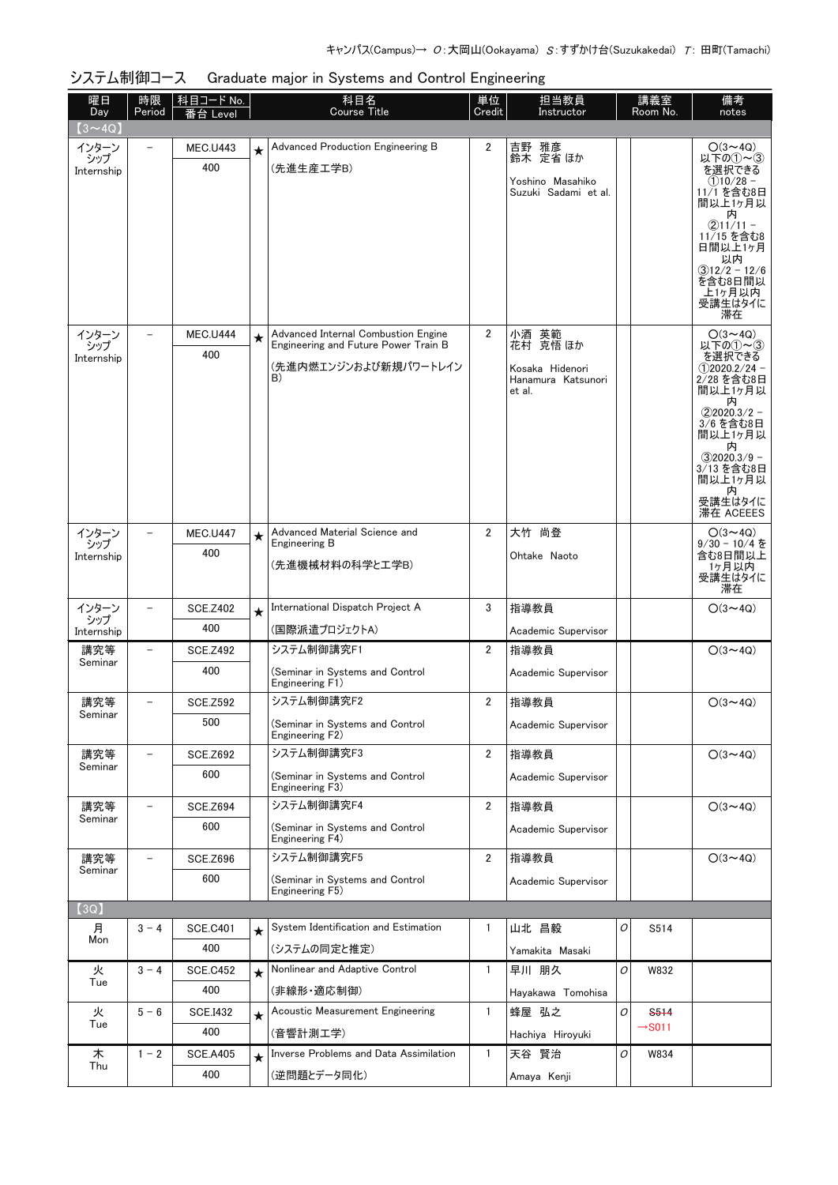キャンパス(Campus)→ *O*:大岡山(Ookayama) *S*:すずかけ台(Suzukakedai) *T*: 田町(Tamachi)

## システム制御コース　Graduate major in Systems and Control Engineering

| 曜日 Day | 時限 Period | 科目コード No. 番台 Level | | 科目名 Course Title | 単位 Credit | 担当教員 Instructor | 講義室 Room No. | | 備考 notes |
|---|---|---|---|---|---|---|---|---|---|
| 【3～4Q】 | | | | | | | | | |
| インターンシップ Internship | － | MEC.U443 400 | ★ | Advanced Production Engineering B (先進生産工学B) | 2 | 吉野 雅彦 鈴木 定省 ほか Yoshino Masahiko Suzuki Sadami et al. | | | O(3～4Q) 以下の①～③を選択できる ①10/28 – 11/1 を含む8日間以上1ヶ月以内 ②11/11 – 11/15 を含む8日間以上1ヶ月以内 ③12/2 – 12/6 を含む8日間以上1ヶ月以内 受講生はタイに滞在 |
| インターンシップ Internship | － | MEC.U444 400 | ★ | Advanced Internal Combustion Engine Engineering and Future Power Train B (先進内燃エンジンおよび新規パワートレインB) | 2 | 小酒 英範 花村 克悟 ほか Kosaka Hidenori Hanamura Katsunori et al. | | | O(3～4Q) 以下の①～③を選択できる ①2020.2/24 – 2/28 を含む8日間以上1ヶ月以内 ②2020.3/2 – 3/6 を含む8日間以上1ヶ月以内 ③2020.3/9 – 3/13 を含む8日間以上1ヶ月以内 受講生はタイに滞在 ACEEES |
| インターンシップ Internship | － | MEC.U447 400 | ★ | Advanced Material Science and Engineering B (先進機械材料の科学と工学B) | 2 | 大竹 尚登 Ohtake Naoto | | | O(3～4Q) 9/30 – 10/4 を含む8日間以上1ヶ月以内 受講生はタイに滞在 |
| インターンシップ Internship | － | SCE.Z402 400 | ★ | International Dispatch Project A (国際派遣プロジェクトA) | 3 | 指導教員 Academic Supervisor | | | O(3～4Q) |
| 講究等 Seminar | － | SCE.Z492 400 | | システム制御講究F1 (Seminar in Systems and Control Engineering F1) | 2 | 指導教員 Academic Supervisor | | | O(3～4Q) |
| 講究等 Seminar | － | SCE.Z592 500 | | システム制御講究F2 (Seminar in Systems and Control Engineering F2) | 2 | 指導教員 Academic Supervisor | | | O(3～4Q) |
| 講究等 Seminar | － | SCE.Z692 600 | | システム制御講究F3 (Seminar in Systems and Control Engineering F3) | 2 | 指導教員 Academic Supervisor | | | O(3～4Q) |
| 講究等 Seminar | － | SCE.Z694 600 | | システム制御講究F4 (Seminar in Systems and Control Engineering F4) | 2 | 指導教員 Academic Supervisor | | | O(3～4Q) |
| 講究等 Seminar | － | SCE.Z696 600 | | システム制御講究F5 (Seminar in Systems and Control Engineering F5) | 2 | 指導教員 Academic Supervisor | | | O(3～4Q) |
| 【3Q】 | | | | | | | | | |
| 月 Mon | 3－4 | SCE.C401 400 | ★ | System Identification and Estimation (システムの同定と推定) | 1 | 山北 昌毅 Yamakita Masaki | O | S514 | |
| 火 Tue | 3－4 | SCE.C452 400 | ★ | Nonlinear and Adaptive Control (非線形・適応制御) | 1 | 早川 朋久 Hayakawa Tomohisa | O | W832 | |
| 火 Tue | 5－6 | SCE.I432 400 | ★ | Acoustic Measurement Engineering (音響計測工学) | 1 | 蜂屋 弘之 Hachiya Hiroyuki | O | ~~S514~~ →S011 | |
| 木 Thu | 1－2 | SCE.A405 400 | ★ | Inverse Problems and Data Assimilation (逆問題とデータ同化) | 1 | 天谷 賢治 Amaya Kenji | O | W834 | |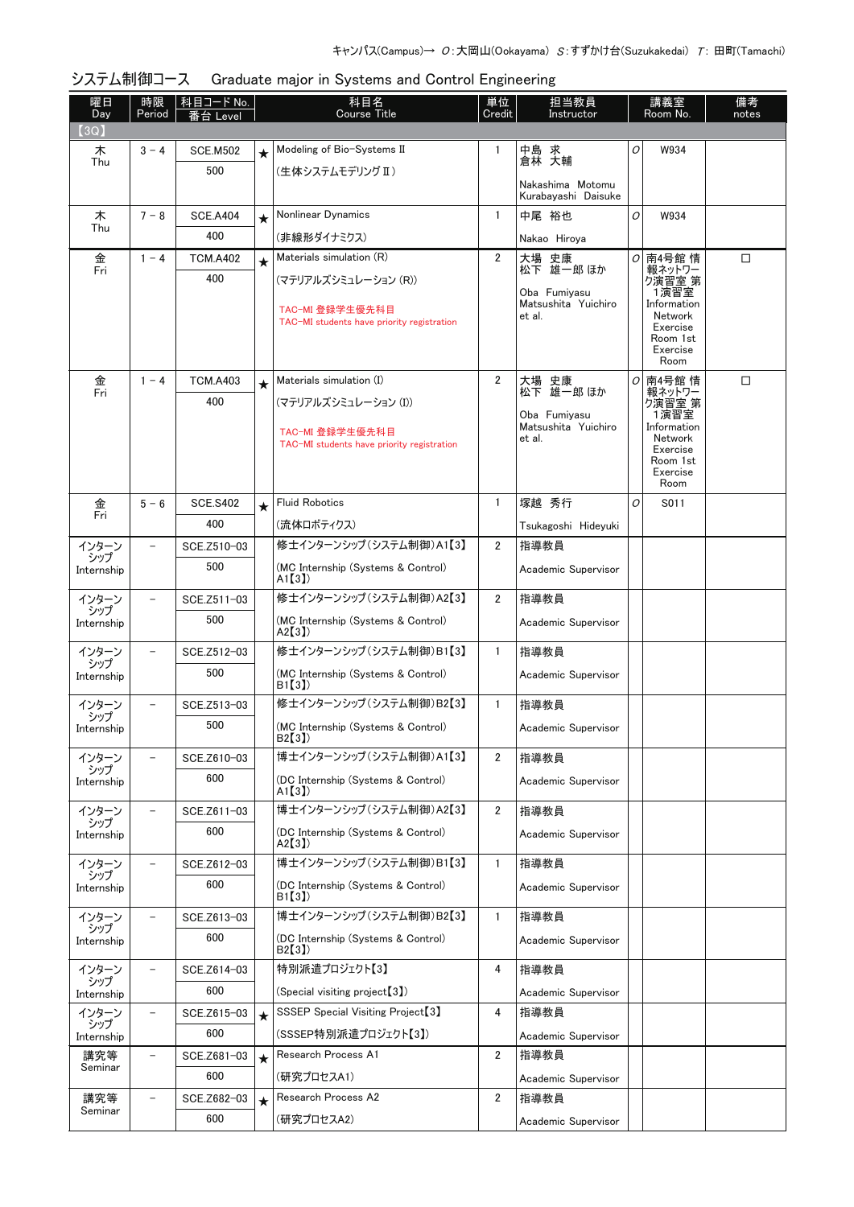キャンパス(Campus)→ O:大岡山(Ookayama) S:すずかけ台(Suzukakedai) T: 田町(Tamachi)

## システム制御コース　Graduate major in Systems and Control Engineering

| 曜日 Day | 時限 Period | 科目コード No. 番台 Level | | 科目名 Course Title | 単位 Credit | 担当教員 Instructor | | 講義室 Room No. | 備考 notes |
|---|---|---|---|---|---|---|---|---|---|
| 【3Q】 | | | | | | | | | |
| 木 Thu | 3 － 4 | SCE.M502 500 | ★ | Modeling of Bio-Systems II (生体システムモデリングII) | 1 | 中島　求 倉林　大輔 Nakashima Motomu Kurabayashi Daisuke | O | W934 | |
| 木 Thu | 7 － 8 | SCE.A404 400 | ★ | Nonlinear Dynamics (非線形ダイナミクス) | 1 | 中尾　裕也 Nakao Hiroya | O | W934 | |
| 金 Fri | 1 － 4 | TCM.A402 400 | ★ | Materials simulation (R) (マテリアルズシミュレーション (R)) TAC-MI 登録学生優先科目 TAC-MI students have priority registration | 2 | 大場　史康 松下　雄一郎 ほか Oba Fumiyasu Matsushita Yuichiro et al. | O | 南4号館 情報ネットワーク演習室 第1演習室 Information Network Exercise Room 1st Exercise Room | □ |
| 金 Fri | 1 － 4 | TCM.A403 400 | ★ | Materials simulation (I) (マテリアルズシミュレーション (I)) TAC-MI 登録学生優先科目 TAC-MI students have priority registration | 2 | 大場　史康 松下　雄一郎 ほか Oba Fumiyasu Matsushita Yuichiro et al. | O | 南4号館 情報ネットワーク演習室 第1演習室 Information Network Exercise Room 1st Exercise Room | □ |
| 金 Fri | 5 － 6 | SCE.S402 400 | ★ | Fluid Robotics (流体ロボティクス) | 1 | 塚越　秀行 Tsukagoshi Hideyuki | O | S011 | |
| インターンシップ Internship | － | SCE.Z510-03 500 | | 修士インターンシップ(システム制御)A1【3】 (MC Internship (Systems & Control) A1【3】) | 2 | 指導教員 Academic Supervisor | | | |
| インターンシップ Internship | － | SCE.Z511-03 500 | | 修士インターンシップ(システム制御)A2【3】 (MC Internship (Systems & Control) A2【3】) | 2 | 指導教員 Academic Supervisor | | | |
| インターンシップ Internship | － | SCE.Z512-03 500 | | 修士インターンシップ(システム制御)B1【3】 (MC Internship (Systems & Control) B1【3】) | 1 | 指導教員 Academic Supervisor | | | |
| インターンシップ Internship | － | SCE.Z513-03 500 | | 修士インターンシップ(システム制御)B2【3】 (MC Internship (Systems & Control) B2【3】) | 1 | 指導教員 Academic Supervisor | | | |
| インターンシップ Internship | － | SCE.Z610-03 600 | | 博士インターンシップ(システム制御)A1【3】 (DC Internship (Systems & Control) A1【3】) | 2 | 指導教員 Academic Supervisor | | | |
| インターンシップ Internship | － | SCE.Z611-03 600 | | 博士インターンシップ(システム制御)A2【3】 (DC Internship (Systems & Control) A2【3】) | 2 | 指導教員 Academic Supervisor | | | |
| インターンシップ Internship | － | SCE.Z612-03 600 | | 博士インターンシップ(システム制御)B1【3】 (DC Internship (Systems & Control) B1【3】) | 1 | 指導教員 Academic Supervisor | | | |
| インターンシップ Internship | － | SCE.Z613-03 600 | | 博士インターンシップ(システム制御)B2【3】 (DC Internship (Systems & Control) B2【3】) | 1 | 指導教員 Academic Supervisor | | | |
| インターンシップ Internship | － | SCE.Z614-03 600 | | 特別派遣プロジェクト【3】 (Special visiting project【3】) | 4 | 指導教員 Academic Supervisor | | | |
| インターンシップ Internship | － | SCE.Z615-03 600 | ★ | SSSEP Special Visiting Project【3】 (SSSEP特別派遣プロジェクト【3】) | 4 | 指導教員 Academic Supervisor | | | |
| 講究等 Seminar | － | SCE.Z681-03 600 | ★ | Research Process A1 (研究プロセスA1) | 2 | 指導教員 Academic Supervisor | | | |
| 講究等 Seminar | － | SCE.Z682-03 600 | ★ | Research Process A2 (研究プロセスA2) | 2 | 指導教員 Academic Supervisor | | | |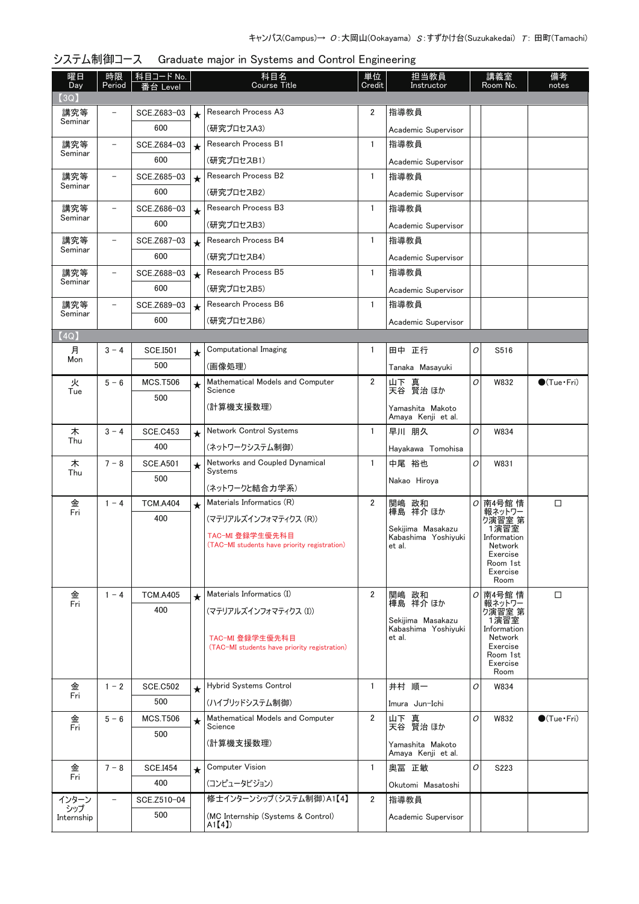キャンパス(Campus)→ O:大岡山(Ookayama) S:すずかけ台(Suzukakedai) T: 田町(Tamachi)

## システム制御コース　Graduate major in Systems and Control Engineering

| 曜日 Day | 時限 Period | 科目コード No. 番台 Level | | 科目名 Course Title | 単位 Credit | 担当教員 Instructor | | 講義室 Room No. | 備考 notes |
|---|---|---|---|---|---|---|---|---|---|
| 【3Q】 | | | | | | | | | |
| 講究等 Seminar | – | SCE.Z683-03 600 | ★ | Research Process A3 (研究プロセスA3) | 2 | 指導教員 Academic Supervisor | | | |
| 講究等 Seminar | – | SCE.Z684-03 600 | ★ | Research Process B1 (研究プロセスB1) | 1 | 指導教員 Academic Supervisor | | | |
| 講究等 Seminar | – | SCE.Z685-03 600 | ★ | Research Process B2 (研究プロセスB2) | 1 | 指導教員 Academic Supervisor | | | |
| 講究等 Seminar | – | SCE.Z686-03 600 | ★ | Research Process B3 (研究プロセスB3) | 1 | 指導教員 Academic Supervisor | | | |
| 講究等 Seminar | – | SCE.Z687-03 600 | ★ | Research Process B4 (研究プロセスB4) | 1 | 指導教員 Academic Supervisor | | | |
| 講究等 Seminar | – | SCE.Z688-03 600 | ★ | Research Process B5 (研究プロセスB5) | 1 | 指導教員 Academic Supervisor | | | |
| 講究等 Seminar | – | SCE.Z689-03 600 | ★ | Research Process B6 (研究プロセスB6) | 1 | 指導教員 Academic Supervisor | | | |
| 【4Q】 | | | | | | | | | |
| 月 Mon | 3－4 | SCE.I501 500 | ★ | Computational Imaging (画像処理) | 1 | 田中　正行 Tanaka　Masayuki | O | S516 | |
| 火 Tue | 5－6 | MCS.T506 500 | ★ | Mathematical Models and Computer Science (計算機支援数理) | 2 | 山下　真 天谷　賢治 ほか Yamashita　Makoto Amaya　Kenji　et al. | O | W832 | ●(Tue・Fri) |
| 木 Thu | 3－4 | SCE.C453 400 | ★ | Network Control Systems (ネットワークシステム制御) | 1 | 早川　朋久 Hayakawa　Tomohisa | O | W834 | |
| 木 Thu | 7－8 | SCE.A501 500 | ★ | Networks and Coupled Dynamical Systems (ネットワークと結合力学系) | 1 | 中尾　裕也 Nakao　Hiroya | O | W831 | |
| 金 Fri | 1－4 | TCM.A404 400 | ★ | Materials Informatics (R) (マテリアルズインフォマティクス (R)) TAC-MI 登録学生優先科目 (TAC-MI students have priority registration) | 2 | 関嶋　政和 樺島　祥介 ほか Sekijima　Masakazu Kabashima　Yoshiyuki et al. | O | 南4号館 情報ネットワーク演習室 第1演習室 Information Network Exercise Room 1st Exercise Room | □ |
| 金 Fri | 1－4 | TCM.A405 400 | ★ | Materials Informatics (I) (マテリアルズインフォマティクス (I)) TAC-MI 登録学生優先科目 (TAC-MI students have priority registration) | 2 | 関嶋　政和 樺島　祥介 ほか Sekijima　Masakazu Kabashima　Yoshiyuki et al. | O | 南4号館 情報ネットワーク演習室 第1演習室 Information Network Exercise Room 1st Exercise Room | □ |
| 金 Fri | 1－2 | SCE.C502 500 | ★ | Hybrid Systems Control (ハイブリッドシステム制御) | 1 | 井村　順一 Imura　Jun-Ichi | O | W834 | |
| 金 Fri | 5－6 | MCS.T506 500 | ★ | Mathematical Models and Computer Science (計算機支援数理) | 2 | 山下　真 天谷　賢治 ほか Yamashita　Makoto Amaya　Kenji　et al. | O | W832 | ●(Tue・Fri) |
| 金 Fri | 7－8 | SCE.I454 400 | ★ | Computer Vision (コンピュータビジョン) | 1 | 奥富　正敏 Okutomi　Masatoshi | O | S223 | |
| インターンシップ Internship | – | SCE.Z510-04 500 | | 修士インターンシップ(システム制御)A1【4】 (MC Internship (Systems & Control) A1【4】) | 2 | 指導教員 Academic Supervisor | | | |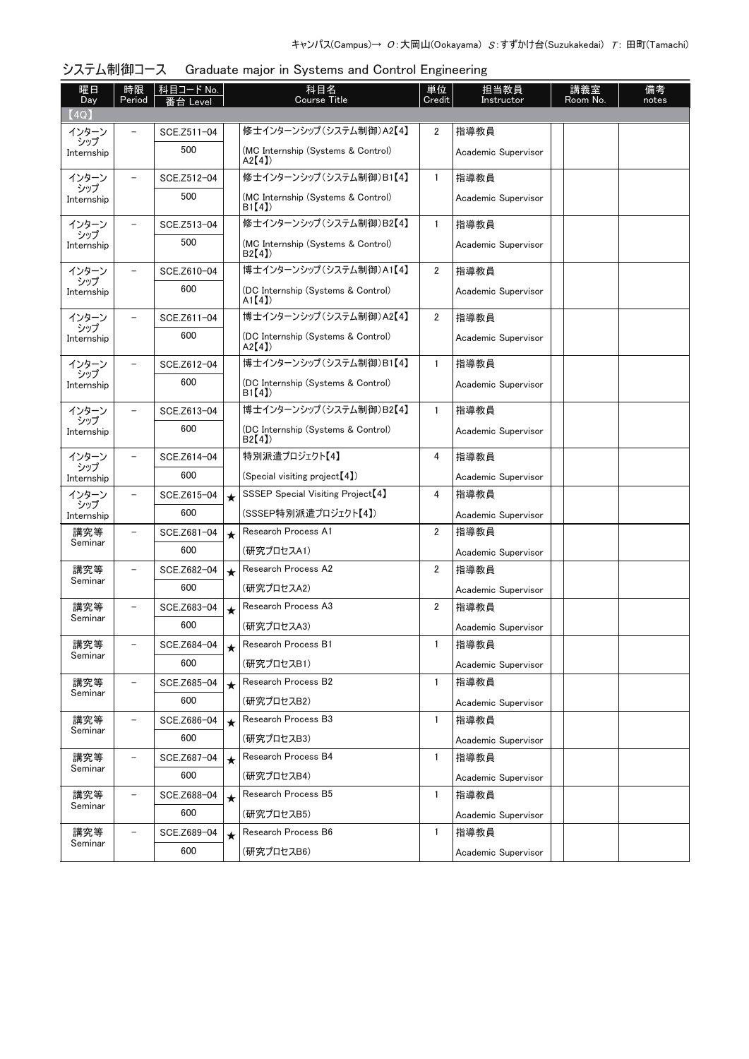キャンパス(Campus)→ O:大岡山(Ookayama) S:すずかけ台(Suzukakedai) T: 田町(Tamachi)

## システム制御コース　Graduate major in Systems and Control Engineering

| 曜日 Day | 時限 Period | 科目コード No. 番台 Level | | 科目名 Course Title | 単位 Credit | 担当教員 Instructor | 講義室 Room No. | 備考 notes |
|---|---|---|---|---|---|---|---|---|
| 【4Q】 | | | | | | | | |
| インターンシップ Internship | － | SCE.Z511-04 500 | | 修士インターンシップ（システム制御）A2【4】 (MC Internship (Systems & Control) A2【4】) | 2 | 指導教員 Academic Supervisor | | |
| インターンシップ Internship | － | SCE.Z512-04 500 | | 修士インターンシップ（システム制御）B1【4】 (MC Internship (Systems & Control) B1【4】) | 1 | 指導教員 Academic Supervisor | | |
| インターンシップ Internship | － | SCE.Z513-04 500 | | 修士インターンシップ（システム制御）B2【4】 (MC Internship (Systems & Control) B2【4】) | 1 | 指導教員 Academic Supervisor | | |
| インターンシップ Internship | － | SCE.Z610-04 600 | | 博士インターンシップ（システム制御）A1【4】 (DC Internship (Systems & Control) A1【4】) | 2 | 指導教員 Academic Supervisor | | |
| インターンシップ Internship | － | SCE.Z611-04 600 | | 博士インターンシップ（システム制御）A2【4】 (DC Internship (Systems & Control) A2【4】) | 2 | 指導教員 Academic Supervisor | | |
| インターンシップ Internship | － | SCE.Z612-04 600 | | 博士インターンシップ（システム制御）B1【4】 (DC Internship (Systems & Control) B1【4】) | 1 | 指導教員 Academic Supervisor | | |
| インターンシップ Internship | － | SCE.Z613-04 600 | | 博士インターンシップ（システム制御）B2【4】 (DC Internship (Systems & Control) B2【4】) | 1 | 指導教員 Academic Supervisor | | |
| インターンシップ Internship | － | SCE.Z614-04 600 | | 特別派遣プロジェクト【4】 (Special visiting project【4】) | 4 | 指導教員 Academic Supervisor | | |
| インターンシップ Internship | － | SCE.Z615-04 600 | ★ | SSSEP Special Visiting Project【4】 (SSSEP特別派遣プロジェクト【4】) | 4 | 指導教員 Academic Supervisor | | |
| 講究等 Seminar | － | SCE.Z681-04 600 | ★ | Research Process A1 (研究プロセスA1) | 2 | 指導教員 Academic Supervisor | | |
| 講究等 Seminar | － | SCE.Z682-04 600 | ★ | Research Process A2 (研究プロセスA2) | 2 | 指導教員 Academic Supervisor | | |
| 講究等 Seminar | － | SCE.Z683-04 600 | ★ | Research Process A3 (研究プロセスA3) | 2 | 指導教員 Academic Supervisor | | |
| 講究等 Seminar | － | SCE.Z684-04 600 | ★ | Research Process B1 (研究プロセスB1) | 1 | 指導教員 Academic Supervisor | | |
| 講究等 Seminar | － | SCE.Z685-04 600 | ★ | Research Process B2 (研究プロセスB2) | 1 | 指導教員 Academic Supervisor | | |
| 講究等 Seminar | － | SCE.Z686-04 600 | ★ | Research Process B3 (研究プロセスB3) | 1 | 指導教員 Academic Supervisor | | |
| 講究等 Seminar | － | SCE.Z687-04 600 | ★ | Research Process B4 (研究プロセスB4) | 1 | 指導教員 Academic Supervisor | | |
| 講究等 Seminar | － | SCE.Z688-04 600 | ★ | Research Process B5 (研究プロセスB5) | 1 | 指導教員 Academic Supervisor | | |
| 講究等 Seminar | － | SCE.Z689-04 600 | ★ | Research Process B6 (研究プロセスB6) | 1 | 指導教員 Academic Supervisor | | |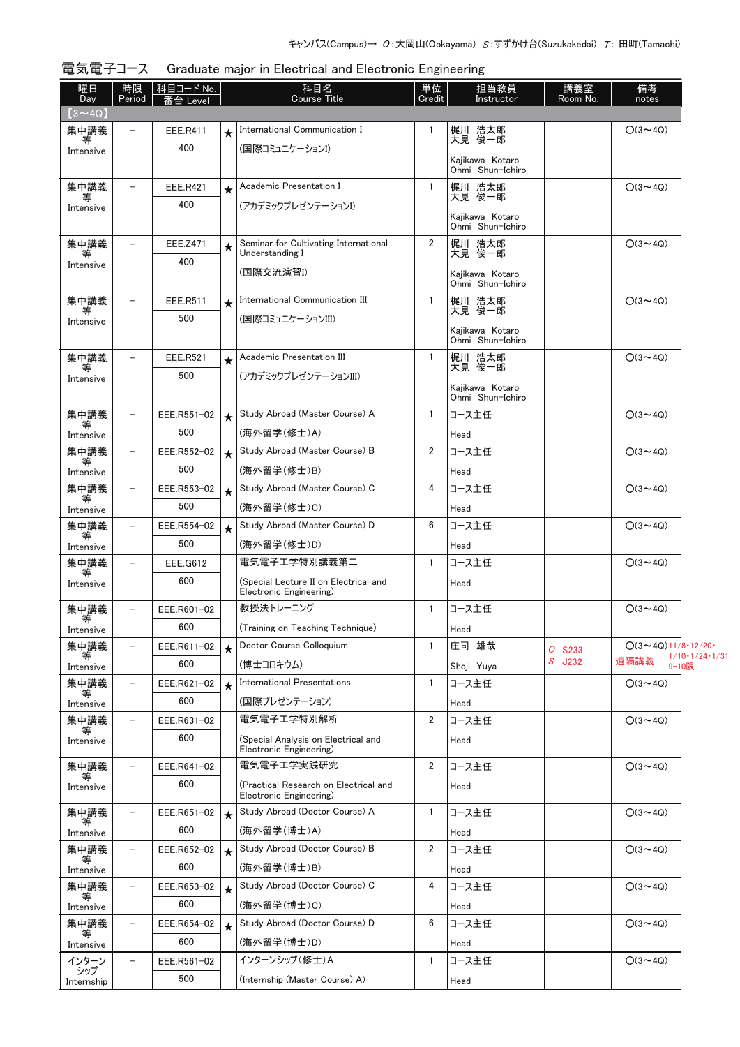キャンパス(Campus)→ O：大岡山(Ookayama) S：すずかけ台(Suzukakedai) T：田町(Tamachi)

## 電気電子コース　Graduate major in Electrical and Electronic Engineering

| 曜日 Day | 時限 Period | 科目コード No. 番台 Level | | 科目名 Course Title | 単位 Credit | 担当教員 Instructor | 講義室 Room No. | | 備考 notes |
|---|---|---|---|---|---|---|---|---|---|
| 【3～4Q】 | | | | | | | | | |
| 集中講義等 Intensive | － | EEE.R411 400 | ★ | International Communication I (国際コミュニケーションI) | 1 | 梶川 浩太郎 大見 俊一郎 Kajikawa Kotaro Ohmi Shun-Ichiro | | | O(3～4Q) |
| 集中講義等 Intensive | － | EEE.R421 400 | ★ | Academic Presentation I (アカデミックプレゼンテーションI) | 1 | 梶川 浩太郎 大見 俊一郎 Kajikawa Kotaro Ohmi Shun-Ichiro | | | O(3～4Q) |
| 集中講義等 Intensive | － | EEE.Z471 400 | ★ | Seminar for Cultivating International Understanding I (国際交流演習I) | 2 | 梶川 浩太郎 大見 俊一郎 Kajikawa Kotaro Ohmi Shun-Ichiro | | | O(3～4Q) |
| 集中講義等 Intensive | － | EEE.R511 500 | ★ | International Communication III (国際コミュニケーションIII) | 1 | 梶川 浩太郎 大見 俊一郎 Kajikawa Kotaro Ohmi Shun-Ichiro | | | O(3～4Q) |
| 集中講義等 Intensive | － | EEE.R521 500 | ★ | Academic Presentation III (アカデミックプレゼンテーションIII) | 1 | 梶川 浩太郎 大見 俊一郎 Kajikawa Kotaro Ohmi Shun-Ichiro | | | O(3～4Q) |
| 集中講義等 Intensive | － | EEE.R551-02 500 | ★ | Study Abroad (Master Course) A (海外留学(修士)A) | 1 | コース主任 Head | | | O(3～4Q) |
| 集中講義等 Intensive | － | EEE.R552-02 500 | ★ | Study Abroad (Master Course) B (海外留学(修士)B) | 2 | コース主任 Head | | | O(3～4Q) |
| 集中講義等 Intensive | － | EEE.R553-02 500 | ★ | Study Abroad (Master Course) C (海外留学(修士)C) | 4 | コース主任 Head | | | O(3～4Q) |
| 集中講義等 Intensive | － | EEE.R554-02 500 | ★ | Study Abroad (Master Course) D (海外留学(修士)D) | 6 | コース主任 Head | | | O(3～4Q) |
| 集中講義等 Intensive | － | EEE.G612 600 | | 電気電子工学特別講義第二 (Special Lecture II on Electrical and Electronic Engineering) | 1 | コース主任 Head | | | O(3～4Q) |
| 集中講義等 Intensive | － | EEE.R601-02 600 | | 教授法トレーニング (Training on Teaching Technique) | 1 | コース主任 Head | | | O(3～4Q) |
| 集中講義等 Intensive | － | EEE.R611-02 600 | ★ | Doctor Course Colloquium (博士コロキウム) | 1 | 庄司 雄哉 Shoji Yuya | O S | S233 J232 | O(3～4Q) 11/8・12/20・1/10・1/24・1/31 9-10限 遠隔講義 |
| 集中講義等 Intensive | － | EEE.R621-02 600 | ★ | International Presentations (国際プレゼンテーション) | 1 | コース主任 Head | | | O(3～4Q) |
| 集中講義等 Intensive | － | EEE.R631-02 600 | | 電気電子工学特別解析 (Special Analysis on Electrical and Electronic Engineering) | 2 | コース主任 Head | | | O(3～4Q) |
| 集中講義等 Intensive | － | EEE.R641-02 600 | | 電気電子工学実践研究 (Practical Research on Electrical and Electronic Engineering) | 2 | コース主任 Head | | | O(3～4Q) |
| 集中講義等 Intensive | － | EEE.R651-02 600 | ★ | Study Abroad (Doctor Course) A (海外留学(博士)A) | 1 | コース主任 Head | | | O(3～4Q) |
| 集中講義等 Intensive | － | EEE.R652-02 600 | ★ | Study Abroad (Doctor Course) B (海外留学(博士)B) | 2 | コース主任 Head | | | O(3～4Q) |
| 集中講義等 Intensive | － | EEE.R653-02 600 | ★ | Study Abroad (Doctor Course) C (海外留学(博士)C) | 4 | コース主任 Head | | | O(3～4Q) |
| 集中講義等 Intensive | － | EEE.R654-02 600 | ★ | Study Abroad (Doctor Course) D (海外留学(博士)D) | 6 | コース主任 Head | | | O(3～4Q) |
| インターンシップ Internship | － | EEE.R561-02 500 | | インターンシップ(修士)A (Internship (Master Course) A) | 1 | コース主任 Head | | | O(3～4Q) |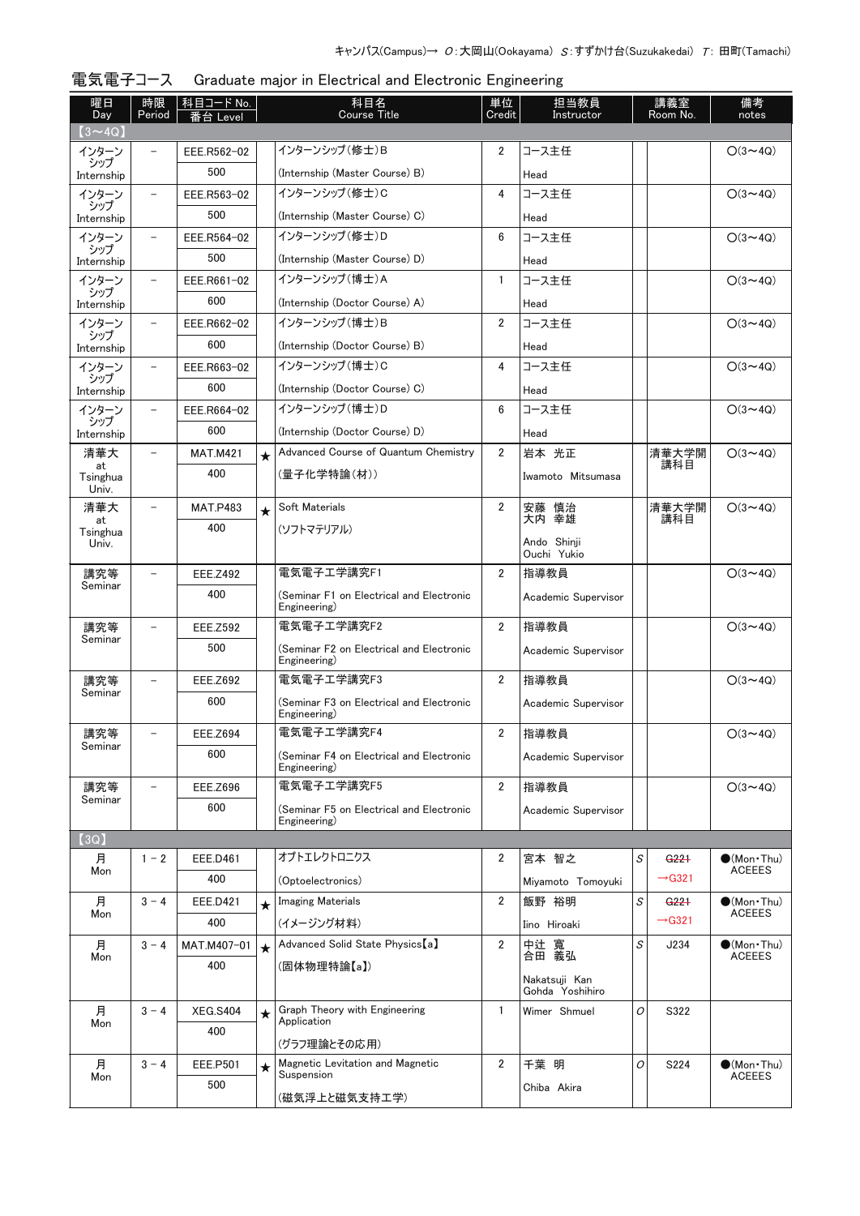キャンパス(Campus)→ O:大岡山(Ookayama) S:すずかけ台(Suzukakedai) T: 田町(Tamachi)

## 電気電子コース　Graduate major in Electrical and Electronic Engineering

| 曜日 Day | 時限 Period | 科目コード No. 番台 Level | | 科目名 Course Title | 単位 Credit | 担当教員 Instructor | 講義室 Room No. | | 備考 notes |
|---|---|---|---|---|---|---|---|---|---|
| 【3～4Q】 | | | | | | | | | |
| インターンシップ Internship | － | EEE.R562-02 500 | | インターンシップ(修士)B (Internship (Master Course) B) | 2 | コース主任 Head | | | ○(3～4Q) |
| インターンシップ Internship | － | EEE.R563-02 500 | | インターンシップ(修士)C (Internship (Master Course) C) | 4 | コース主任 Head | | | ○(3～4Q) |
| インターンシップ Internship | － | EEE.R564-02 500 | | インターンシップ(修士)D (Internship (Master Course) D) | 6 | コース主任 Head | | | ○(3～4Q) |
| インターンシップ Internship | － | EEE.R661-02 600 | | インターンシップ(博士)A (Internship (Doctor Course) A) | 1 | コース主任 Head | | | ○(3～4Q) |
| インターンシップ Internship | － | EEE.R662-02 600 | | インターンシップ(博士)B (Internship (Doctor Course) B) | 2 | コース主任 Head | | | ○(3～4Q) |
| インターンシップ Internship | － | EEE.R663-02 600 | | インターンシップ(博士)C (Internship (Doctor Course) C) | 4 | コース主任 Head | | | ○(3～4Q) |
| インターンシップ Internship | － | EEE.R664-02 600 | | インターンシップ(博士)D (Internship (Doctor Course) D) | 6 | コース主任 Head | | | ○(3～4Q) |
| 清華大 at Tsinghua Univ. | － | MAT.M421 400 | ★ | Advanced Course of Quantum Chemistry (量子化学特論(材)) | 2 | 岩本 光正 Iwamoto Mitsumasa | | 清華大学開講科目 | ○(3～4Q) |
| 清華大 at Tsinghua Univ. | － | MAT.P483 400 | ★ | Soft Materials (ソフトマテリアル) | 2 | 安藤 慎治 大内 幸雄 Ando Shinji Ouchi Yukio | | 清華大学開講科目 | ○(3～4Q) |
| 講究等 Seminar | － | EEE.Z492 400 | | 電気電子工学講究F1 (Seminar F1 on Electrical and Electronic Engineering) | 2 | 指導教員 Academic Supervisor | | | ○(3～4Q) |
| 講究等 Seminar | － | EEE.Z592 500 | | 電気電子工学講究F2 (Seminar F2 on Electrical and Electronic Engineering) | 2 | 指導教員 Academic Supervisor | | | ○(3～4Q) |
| 講究等 Seminar | － | EEE.Z692 600 | | 電気電子工学講究F3 (Seminar F3 on Electrical and Electronic Engineering) | 2 | 指導教員 Academic Supervisor | | | ○(3～4Q) |
| 講究等 Seminar | － | EEE.Z694 600 | | 電気電子工学講究F4 (Seminar F4 on Electrical and Electronic Engineering) | 2 | 指導教員 Academic Supervisor | | | ○(3～4Q) |
| 講究等 Seminar | － | EEE.Z696 600 | | 電気電子工学講究F5 (Seminar F5 on Electrical and Electronic Engineering) | 2 | 指導教員 Academic Supervisor | | | ○(3～4Q) |
| 【3Q】 | | | | | | | | | |
| 月 Mon | 1－2 | EEE.D461 400 | | オプトエレクトロニクス (Optoelectronics) | 2 | 宮本 智之 Miyamoto Tomoyuki | S | ~~G221~~ →G321 | ●(Mon・Thu) ACEEES |
| 月 Mon | 3－4 | EEE.D421 400 | ★ | Imaging Materials (イメージング材料) | 2 | 飯野 裕明 Iino Hiroaki | S | ~~G221~~ →G321 | ●(Mon・Thu) ACEEES |
| 月 Mon | 3－4 | MAT.M407-01 400 | ★ | Advanced Solid State Physics【a】 (固体物理特論【a】) | 2 | 中辻 寛 合田 義弘 Nakatsuji Kan Gohda Yoshihiro | S | J234 | ●(Mon・Thu) ACEEES |
| 月 Mon | 3－4 | XEG.S404 400 | ★ | Graph Theory with Engineering Application (グラフ理論とその応用) | 1 | Wimer Shmuel | O | S322 | |
| 月 Mon | 3－4 | EEE.P501 500 | ★ | Magnetic Levitation and Magnetic Suspension (磁気浮上と磁気支持工学) | 2 | 千葉 明 Chiba Akira | O | S224 | ●(Mon・Thu) ACEEES |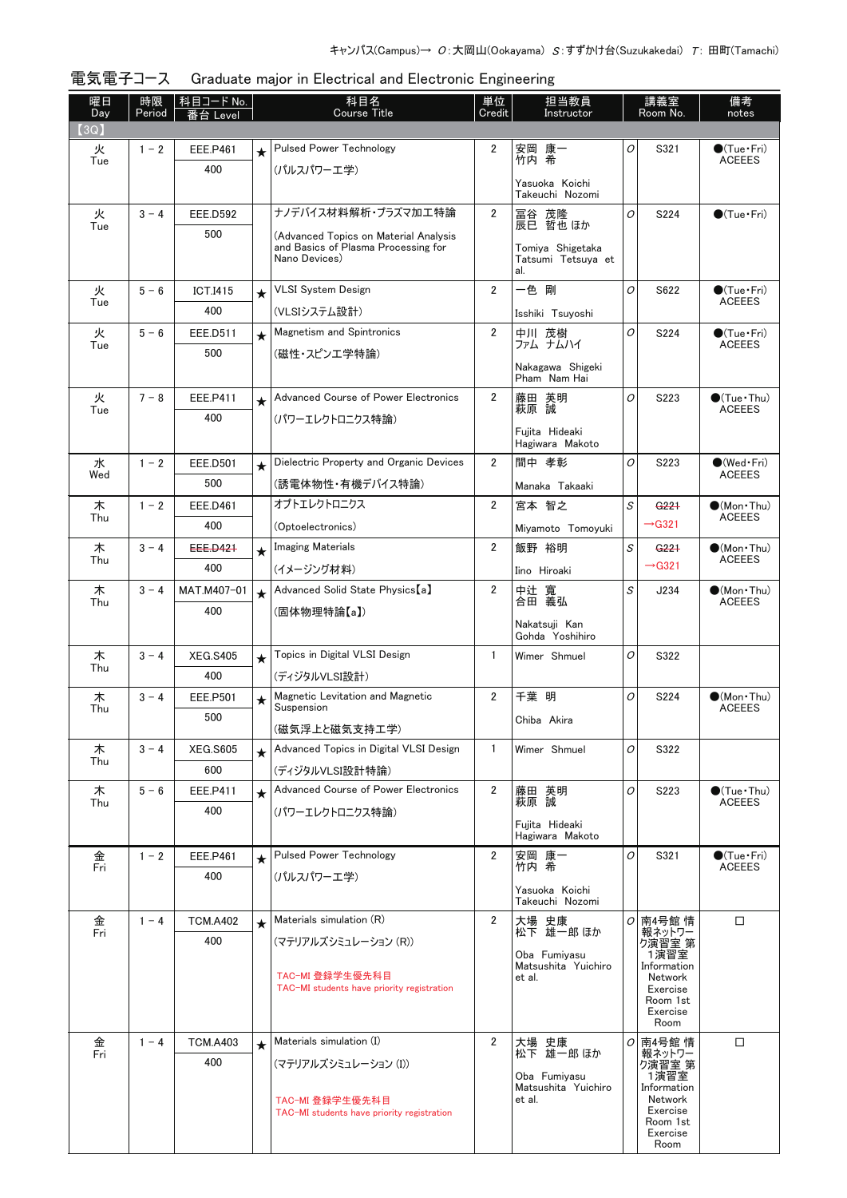キャンパス(Campus)→ O:大岡山(Ookayama) S:すずかけ台(Suzukakedai) T: 田町(Tamachi)

# 電気電子コース　Graduate major in Electrical and Electronic Engineering

| 曜日 Day | 時限 Period | 科目コード No. 番台 Level | | 科目名 Course Title | 単位 Credit | 担当教員 Instructor | | 講義室 Room No. | 備考 notes |
|---|---|---|---|---|---|---|---|---|---|
| 【3Q】 | | | | | | | | | |
| 火 Tue | 1－2 | EEE.P461 400 | ★ | Pulsed Power Technology (パルスパワー工学) | 2 | 安岡 康一 竹内 希 Yasuoka Koichi Takeuchi Nozomi | O | S321 | ●(Tue・Fri) ACEEES |
| 火 Tue | 3－4 | EEE.D592 500 | | ナノデバイス材料解析・プラズマ加工特論 (Advanced Topics on Material Analysis and Basics of Plasma Processing for Nano Devices) | 2 | 冨谷 茂隆 辰巳 哲也 ほか Tomiya Shigetaka Tatsumi Tetsuya et al. | O | S224 | ●(Tue・Fri) |
| 火 Tue | 5－6 | ICT.I415 400 | ★ | VLSI System Design (VLSIシステム設計) | 2 | 一色 剛 Isshiki Tsuyoshi | O | S622 | ●(Tue・Fri) ACEEES |
| 火 Tue | 5－6 | EEE.D511 500 | ★ | Magnetism and Spintronics (磁性・スピン工学特論) | 2 | 中川 茂樹 ファム ナムハイ Nakagawa Shigeki Pham Nam Hai | O | S224 | ●(Tue・Fri) ACEEES |
| 火 Tue | 7－8 | EEE.P411 400 | ★ | Advanced Course of Power Electronics (パワーエレクトロニクス特論) | 2 | 藤田 英明 萩原 誠 Fujita Hideaki Hagiwara Makoto | O | S223 | ●(Tue・Thu) ACEEES |
| 水 Wed | 1－2 | EEE.D501 500 | ★ | Dielectric Property and Organic Devices (誘電体物性・有機デバイス特論) | 2 | 間中 孝彰 Manaka Takaaki | O | S223 | ●(Wed・Fri) ACEEES |
| 木 Thu | 1－2 | EEE.D461 400 | | オプトエレクトロニクス (Optoelectronics) | 2 | 宮本 智之 Miyamoto Tomoyuki | S | ~~G221~~ →G321 | ●(Mon・Thu) ACEEES |
| 木 Thu | 3－4 | ~~EEE.D421~~ 400 | ★ | Imaging Materials (イメージング材料) | 2 | 飯野 裕明 Iino Hiroaki | S | ~~G221~~ →G321 | ●(Mon・Thu) ACEEES |
| 木 Thu | 3－4 | MAT.M407-01 400 | ★ | Advanced Solid State Physics【a】 (固体物理特論【a】) | 2 | 中辻 寛 合田 義弘 Nakatsuji Kan Gohda Yoshihiro | S | J234 | ●(Mon・Thu) ACEEES |
| 木 Thu | 3－4 | XEG.S405 400 | ★ | Topics in Digital VLSI Design (ディジタルVLSI設計) | 1 | Wimer Shmuel | O | S322 | |
| 木 Thu | 3－4 | EEE.P501 500 | ★ | Magnetic Levitation and Magnetic Suspension (磁気浮上と磁気支持工学) | 2 | 千葉 明 Chiba Akira | O | S224 | ●(Mon・Thu) ACEEES |
| 木 Thu | 3－4 | XEG.S605 600 | ★ | Advanced Topics in Digital VLSI Design (ディジタルVLSI設計特論) | 1 | Wimer Shmuel | O | S322 | |
| 木 Thu | 5－6 | EEE.P411 400 | ★ | Advanced Course of Power Electronics (パワーエレクトロニクス特論) | 2 | 藤田 英明 萩原 誠 Fujita Hideaki Hagiwara Makoto | O | S223 | ●(Tue・Thu) ACEEES |
| 金 Fri | 1－2 | EEE.P461 400 | ★ | Pulsed Power Technology (パルスパワー工学) | 2 | 安岡 康一 竹内 希 Yasuoka Koichi Takeuchi Nozomi | O | S321 | ●(Tue・Fri) ACEEES |
| 金 Fri | 1－4 | TCM.A402 400 | ★ | Materials simulation (R) (マテリアルズシミュレーション (R)) TAC-MI 登録学生優先科目 TAC-MI students have priority registration | 2 | 大場 史康 松下 雄一郎 ほか Oba Fumiyasu Matsushita Yuichiro et al. | O | 南4号館 情報ネットワーク演習室 第1演習室 Information Network Exercise Room 1st Exercise Room | □ |
| 金 Fri | 1－4 | TCM.A403 400 | ★ | Materials simulation (I) (マテリアルズシミュレーション (I)) TAC-MI 登録学生優先科目 TAC-MI students have priority registration | 2 | 大場 史康 松下 雄一郎 ほか Oba Fumiyasu Matsushita Yuichiro et al. | O | 南4号館 情報ネットワーク演習室 第1演習室 Information Network Exercise Room 1st Exercise Room | □ |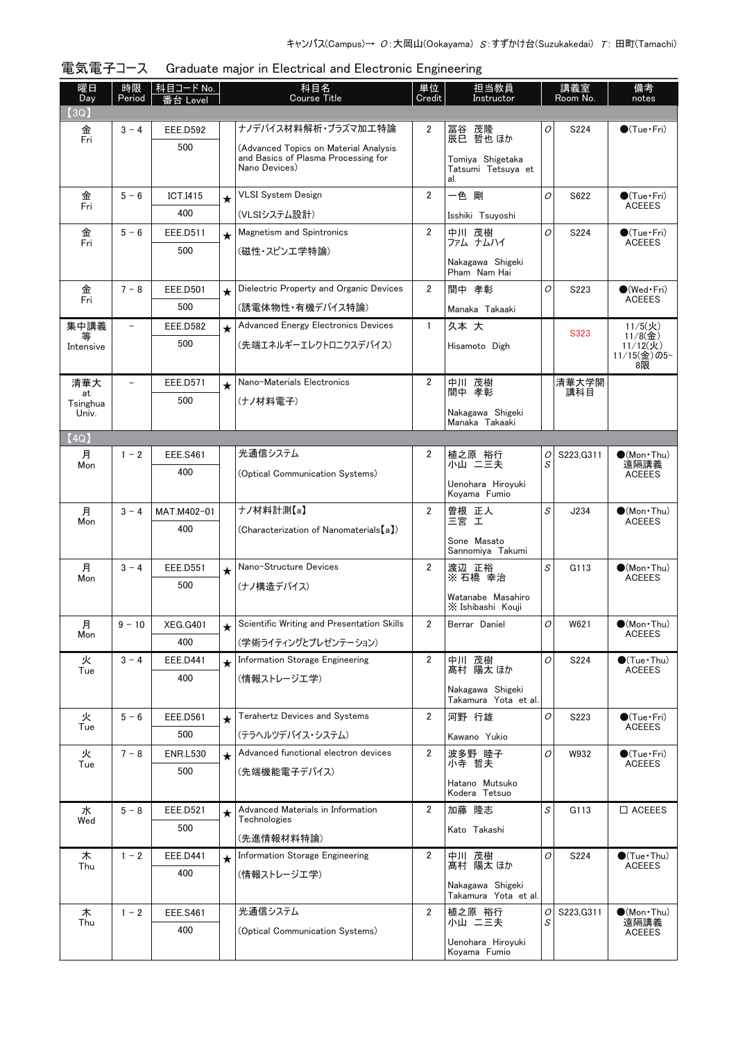キャンパス(Campus)→ O：大岡山(Ookayama) S：すずかけ台(Suzukakedai) T：田町(Tamachi)

## 電気電子コース　Graduate major in Electrical and Electronic Engineering

| 曜日 Day | 時限 Period | 科目コード No. 番台 Level | | 科目名 Course Title | 単位 Credit | 担当教員 Instructor | | 講義室 Room No. | 備考 notes |
|---|---|---|---|---|---|---|---|---|---|
| 【3Q】 | | | | | | | | | |
| 金 Fri | 3－4 | EEE.D592 500 | | ナノデバイス材料解析・プラズマ加工特論 (Advanced Topics on Material Analysis and Basics of Plasma Processing for Nano Devices) | 2 | 冨谷 茂隆 辰巳 哲也 ほか Tomiya Shigetaka Tatsumi Tetsuya et al. | O | S224 | ●(Tue・Fri) |
| 金 Fri | 5－6 | ICT.I415 400 | ★ | VLSI System Design (VLSIシステム設計) | 2 | 一色 剛 Isshiki Tsuyoshi | O | S622 | ●(Tue・Fri) ACEEES |
| 金 Fri | 5－6 | EEE.D511 500 | ★ | Magnetism and Spintronics (磁性・スピン工学特論) | 2 | 中川 茂樹 ファム ナムハイ Nakagawa Shigeki Pham Nam Hai | O | S224 | ●(Tue・Fri) ACEEES |
| 金 Fri | 7－8 | EEE.D501 500 | ★ | Dielectric Property and Organic Devices (誘電体物性・有機デバイス特論) | 2 | 間中 孝彰 Manaka Takaaki | O | S223 | ●(Wed・Fri) ACEEES |
| 集中講義等 Intensive | － | EEE.D582 500 | ★ | Advanced Energy Electronics Devices (先端エネルギーエレクトロニクスデバイス) | 1 | 久本 大 Hisamoto Digh | | S323 | 11/5(火) 11/8(金) 11/12(火) 11/15(金)の5–8限 |
| 清華大 at Tsinghua Univ. | － | EEE.D571 500 | ★ | Nano-Materials Electronics (ナノ材料電子) | 2 | 中川 茂樹 間中 孝彰 Nakagawa Shigeki Manaka Takaaki | | 清華大学開講科目 | |
| 【4Q】 | | | | | | | | | |
| 月 Mon | 1－2 | EEE.S461 400 | | 光通信システム (Optical Communication Systems) | 2 | 植之原 裕行 小山 二三夫 Uenohara Hiroyuki Koyama Fumio | O S | S223,G311 | ●(Mon・Thu) 遠隔講義 ACEEES |
| 月 Mon | 3－4 | MAT.M402-01 400 | | ナノ材料計測【a】 (Characterization of Nanomaterials【a】) | 2 | 曽根 正人 三宮 工 Sone Masato Sannomiya Takumi | S | J234 | ●(Mon・Thu) ACEEES |
| 月 Mon | 3－4 | EEE.D551 500 | ★ | Nano-Structure Devices (ナノ構造デバイス) | 2 | 渡辺 正裕 ※ 石橋 幸治 Watanabe Masahiro ※ Ishibashi Kouji | S | G113 | ●(Mon・Thu) ACEEES |
| 月 Mon | 9－10 | XEG.G401 400 | ★ | Scientific Writing and Presentation Skills (学術ライティングとプレゼンテーション) | 2 | Berrar Daniel | O | W621 | ●(Mon・Thu) ACEEES |
| 火 Tue | 3－4 | EEE.D441 400 | ★ | Information Storage Engineering (情報ストレージ工学) | 2 | 中川 茂樹 髙村 陽太 ほか Nakagawa Shigeki Takamura Yota et al. | O | S224 | ●(Tue・Thu) ACEEES |
| 火 Tue | 5－6 | EEE.D561 500 | ★ | Terahertz Devices and Systems (テラヘルツデバイス・システム) | 2 | 河野 行雄 Kawano Yukio | O | S223 | ●(Tue・Fri) ACEEES |
| 火 Tue | 7－8 | ENR.L530 500 | ★ | Advanced functional electron devices (先端機能電子デバイス) | 2 | 波多野 睦子 小寺 哲夫 Hatano Mutsuko Kodera Tetsuo | O | W932 | ●(Tue・Fri) ACEEES |
| 水 Wed | 5－8 | EEE.D521 500 | ★ | Advanced Materials in Information Technologies (先進情報材料特論) | 2 | 加藤 隆志 Kato Takashi | S | G113 | □ ACEEES |
| 木 Thu | 1－2 | EEE.D441 400 | ★ | Information Storage Engineering (情報ストレージ工学) | 2 | 中川 茂樹 髙村 陽太 ほか Nakagawa Shigeki Takamura Yota et al. | O | S224 | ●(Tue・Thu) ACEEES |
| 木 Thu | 1－2 | EEE.S461 400 | | 光通信システム (Optical Communication Systems) | 2 | 植之原 裕行 小山 二三夫 Uenohara Hiroyuki Koyama Fumio | O S | S223,G311 | ●(Mon・Thu) 遠隔講義 ACEEES |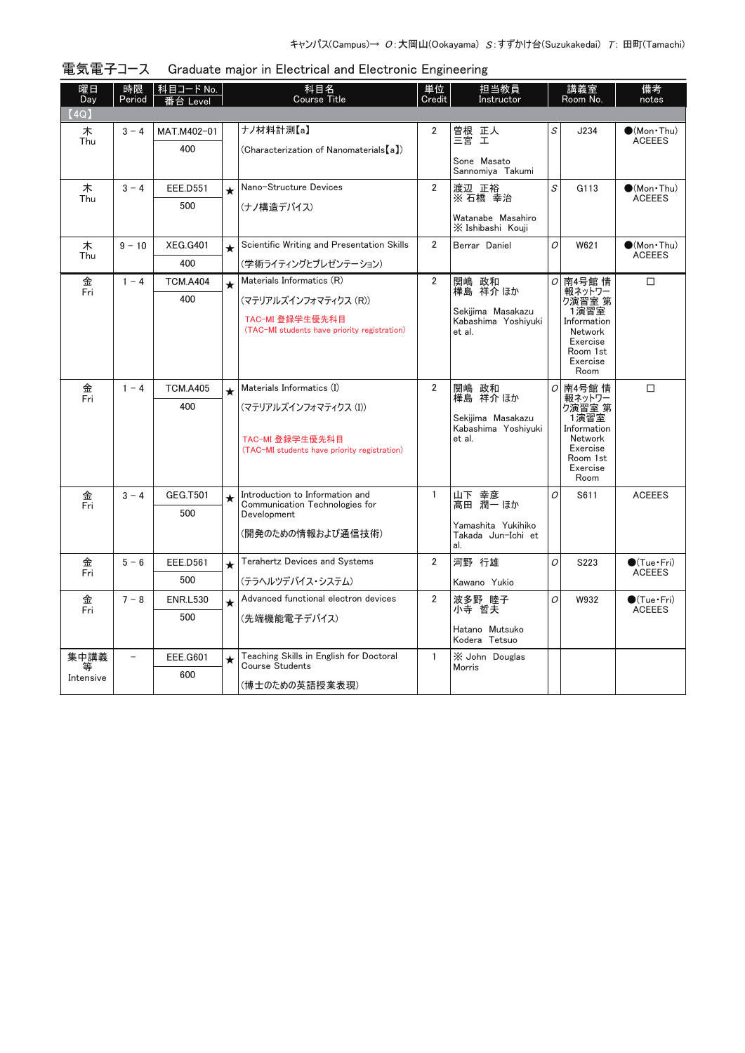キャンパス(Campus)→ *O*：大岡山(Ookayama) *S*：すずかけ台(Suzukakedai) *T*: 田町(Tamachi)

## 電気電子コース　Graduate major in Electrical and Electronic Engineering

| 曜日 Day | 時限 Period | 科目コード No. 番台 Level | | 科目名 Course Title | 単位 Credit | 担当教員 Instructor | | 講義室 Room No. | 備考 notes |
|---|---|---|---|---|---|---|---|---|---|
| 【4Q】 | | | | | | | | | |
| 木 Thu | 3 － 4 | MAT.M402-01 400 | | ナノ材料計測【a】 (Characterization of Nanomaterials【a】) | 2 | 曽根　正人 三宮　工 Sone Masato Sannomiya Takumi | S | J234 | ●(Mon・Thu) ACEEES |
| 木 Thu | 3 － 4 | EEE.D551 500 | ★ | Nano-Structure Devices (ナノ構造デバイス) | 2 | 渡辺　正裕 ※ 石橋　幸治 Watanabe Masahiro ※ Ishibashi Kouji | S | G113 | ●(Mon・Thu) ACEEES |
| 木 Thu | 9 － 10 | XEG.G401 400 | ★ | Scientific Writing and Presentation Skills (学術ライティングとプレゼンテーション) | 2 | Berrar Daniel | O | W621 | ●(Mon・Thu) ACEEES |
| 金 Fri | 1 － 4 | TCM.A404 400 | ★ | Materials Informatics (R) (マテリアルズインフォマティクス (R)) TAC-MI 登録学生優先科目 (TAC-MI students have priority registration) | 2 | 関嶋　政和 樺島　祥介 ほか Sekijima Masakazu Kabashima Yoshiyuki et al. | O | 南4号館 情報ネットワーク演習室 第1演習室 Information Network Exercise Room 1st Exercise Room | □ |
| 金 Fri | 1 － 4 | TCM.A405 400 | ★ | Materials Informatics (I) (マテリアルズインフォマティクス (I)) TAC-MI 登録学生優先科目 (TAC-MI students have priority registration) | 2 | 関嶋　政和 樺島　祥介 ほか Sekijima Masakazu Kabashima Yoshiyuki et al. | O | 南4号館 情報ネットワーク演習室 第1演習室 Information Network Exercise Room 1st Exercise Room | □ |
| 金 Fri | 3 － 4 | GEG.T501 500 | ★ | Introduction to Information and Communication Technologies for Development (開発のための情報および通信技術) | 1 | 山下　幸彦 髙田　潤一 ほか Yamashita Yukihiko Takada Jun-Ichi et al. | O | S611 | ACEEES |
| 金 Fri | 5 － 6 | EEE.D561 500 | ★ | Terahertz Devices and Systems (テラヘルツデバイス・システム) | 2 | 河野　行雄 Kawano Yukio | O | S223 | ●(Tue・Fri) ACEEES |
| 金 Fri | 7 － 8 | ENR.L530 500 | ★ | Advanced functional electron devices (先端機能電子デバイス) | 2 | 波多野　睦子 小寺　哲夫 Hatano Mutsuko Kodera Tetsuo | O | W932 | ●(Tue・Fri) ACEEES |
| 集中講義等 Intensive | － | EEE.G601 600 | ★ | Teaching Skills in English for Doctoral Course Students (博士のための英語授業表現) | 1 | ※ John Douglas Morris | | | |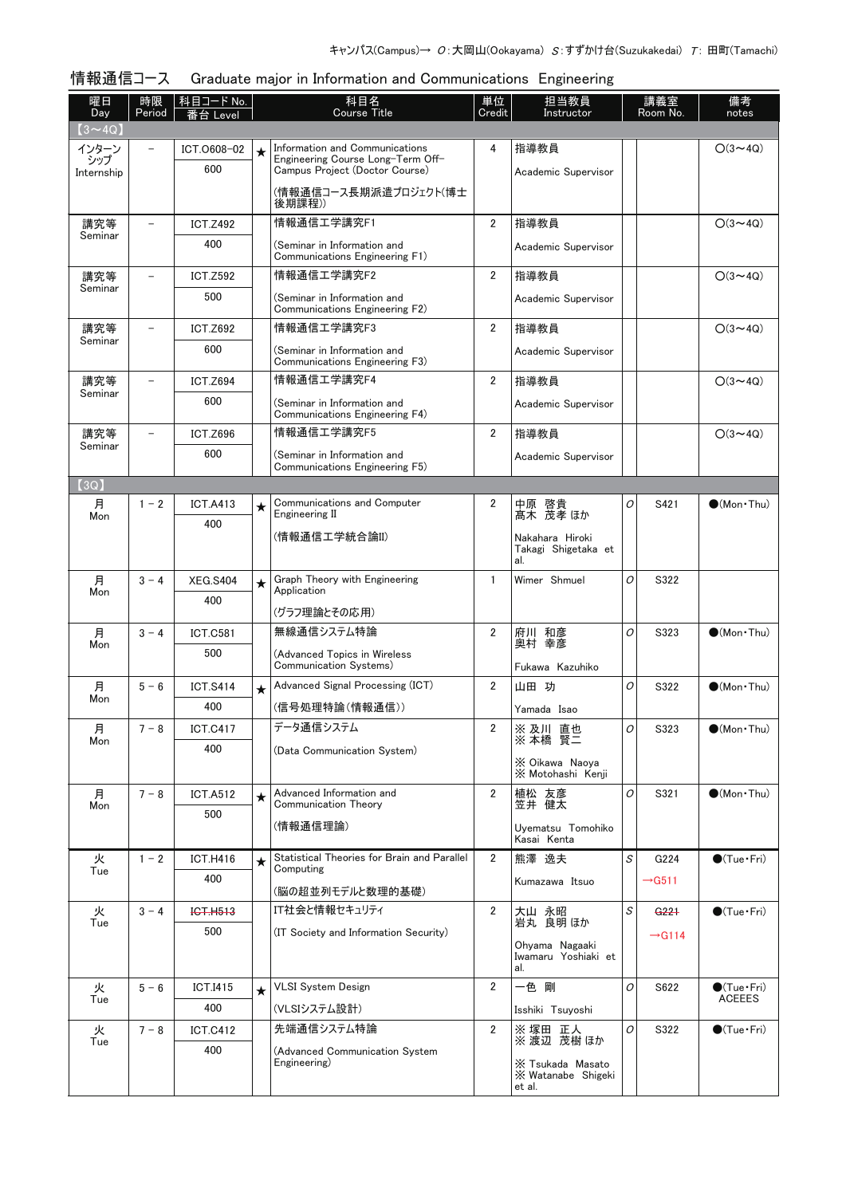キャンパス(Campus)→ *O*：大岡山(Ookayama) *S*：すずかけ台(Suzukakedai) *T*：田町(Tamachi)

## 情報通信コース　Graduate major in Information and Communications Engineering

| 曜日 Day | 時限 Period | 科目コード No. / 番台 Level | | 科目名 Course Title | 単位 Credit | 担当教員 Instructor | | 講義室 Room No. | 備考 notes |
|---|---|---|---|---|---|---|---|---|---|
| 【3～4Q】 | | | | | | | | | |
| インターンシップ Internship | － | ICT.O608－02 / 600 | ★ | Information and Communications Engineering Course Long-Term Off-Campus Project (Doctor Course) (情報通信コース長期派遣プロジェクト(博士後期課程)) | 4 | 指導教員 Academic Supervisor | | | ○(3～4Q) |
| 講究等 Seminar | － | ICT.Z492 / 400 | | 情報通信工学講究F1 (Seminar in Information and Communications Engineering F1) | 2 | 指導教員 Academic Supervisor | | | ○(3～4Q) |
| 講究等 Seminar | － | ICT.Z592 / 500 | | 情報通信工学講究F2 (Seminar in Information and Communications Engineering F2) | 2 | 指導教員 Academic Supervisor | | | ○(3～4Q) |
| 講究等 Seminar | － | ICT.Z692 / 600 | | 情報通信工学講究F3 (Seminar in Information and Communications Engineering F3) | 2 | 指導教員 Academic Supervisor | | | ○(3～4Q) |
| 講究等 Seminar | － | ICT.Z694 / 600 | | 情報通信工学講究F4 (Seminar in Information and Communications Engineering F4) | 2 | 指導教員 Academic Supervisor | | | ○(3～4Q) |
| 講究等 Seminar | － | ICT.Z696 / 600 | | 情報通信工学講究F5 (Seminar in Information and Communications Engineering F5) | 2 | 指導教員 Academic Supervisor | | | ○(3～4Q) |
| 【3Q】 | | | | | | | | | |
| 月 Mon | 1－2 | ICT.A413 / 400 | ★ | Communications and Computer Engineering II (情報通信工学統合論II) | 2 | 中原　啓貴 髙木　茂孝 ほか Nakahara Hiroki Takagi Shigetaka et al. | *O* | S421 | ●(Mon・Thu) |
| 月 Mon | 3－4 | XEG.S404 / 400 | ★ | Graph Theory with Engineering Application (グラフ理論とその応用) | 1 | Wimer Shmuel | *O* | S322 | |
| 月 Mon | 3－4 | ICT.C581 / 500 | | 無線通信システム特論 (Advanced Topics in Wireless Communication Systems) | 2 | 府川　和彦 奥村　幸彦 Fukawa Kazuhiko | *O* | S323 | ●(Mon・Thu) |
| 月 Mon | 5－6 | ICT.S414 / 400 | ★ | Advanced Signal Processing (ICT) (信号処理特論(情報通信)) | 2 | 山田　功 Yamada Isao | *O* | S322 | ●(Mon・Thu) |
| 月 Mon | 7－8 | ICT.C417 / 400 | | データ通信システム (Data Communication System) | 2 | ※ 及川　直也 ※ 本橋　賢二 ※ Oikawa Naoya ※ Motohashi Kenji | *O* | S323 | ●(Mon・Thu) |
| 月 Mon | 7－8 | ICT.A512 / 500 | ★ | Advanced Information and Communication Theory (情報通信理論) | 2 | 植松　友彦 笠井　健太 Uyematsu Tomohiko Kasai Kenta | *O* | S321 | ●(Mon・Thu) |
| 火 Tue | 1－2 | ICT.H416 / 400 | ★ | Statistical Theories for Brain and Parallel Computing (脳の超並列モデルと数理的基礎) | 2 | 熊澤　逸夫 Kumazawa Itsuo | *S* | G224 →G511 | ●(Tue・Fri) |
| 火 Tue | 3－4 | ~~ICT.H513~~ / 500 | | IT社会と情報セキュリティ (IT Society and Information Security) | 2 | 大山　永昭 岩丸　良明 ほか Ohyama Nagaaki Iwamaru Yoshiaki et al. | *S* | ~~G221~~ →G114 | ●(Tue・Fri) |
| 火 Tue | 5－6 | ICT.I415 / 400 | ★ | VLSI System Design (VLSIシステム設計) | 2 | 一色　剛 Isshiki Tsuyoshi | *O* | S622 | ●(Tue・Fri) ACEEES |
| 火 Tue | 7－8 | ICT.C412 / 400 | | 先端通信システム特論 (Advanced Communication System Engineering) | 2 | ※ 塚田　正人 ※ 渡辺　茂樹 ほか ※ Tsukada Masato ※ Watanabe Shigeki et al. | *O* | S322 | ●(Tue・Fri) |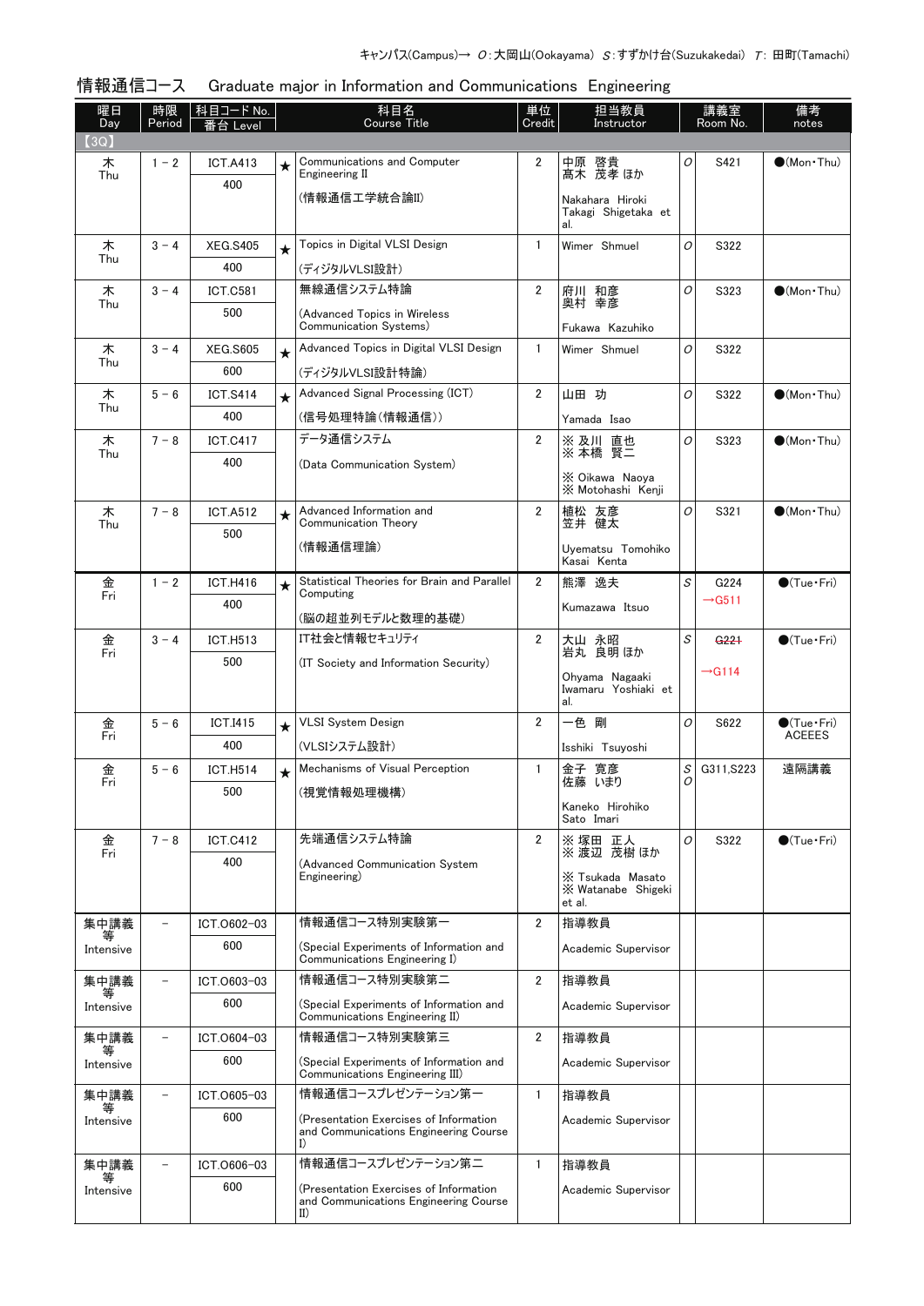キャンパス(Campus)→ O:大岡山(Ookayama) S:すずかけ台(Suzukakedai) T: 田町(Tamachi)

## 情報通信コース　Graduate major in Information and Communications Engineering

| 曜日 Day | 時限 Period | 科目コード No. 番台 Level | | 科目名 Course Title | 単位 Credit | 担当教員 Instructor | | 講義室 Room No. | 備考 notes |
|---|---|---|---|---|---|---|---|---|---|
| 【3Q】 | | | | | | | | | |
| 木 Thu | 1 - 2 | ICT.A413 400 | ★ | Communications and Computer Engineering II (情報通信工学統合論II) | 2 | 中原 啓貴 髙木 茂孝 ほか Nakahara Hiroki Takagi Shigetaka et al. | O | S421 | ●(Mon・Thu) |
| 木 Thu | 3 - 4 | XEG.S405 400 | ★ | Topics in Digital VLSI Design (ディジタルVLSI設計) | 1 | Wimer Shmuel | O | S322 | |
| 木 Thu | 3 - 4 | ICT.C581 500 | | 無線通信システム特論 (Advanced Topics in Wireless Communication Systems) | 2 | 府川 和彦 奥村 幸彦 Fukawa Kazuhiko | O | S323 | ●(Mon・Thu) |
| 木 Thu | 3 - 4 | XEG.S605 600 | ★ | Advanced Topics in Digital VLSI Design (ディジタルVLSI設計特論) | 1 | Wimer Shmuel | O | S322 | |
| 木 Thu | 5 - 6 | ICT.S414 400 | ★ | Advanced Signal Processing (ICT) (信号処理特論(情報通信)) | 2 | 山田 功 Yamada Isao | O | S322 | ●(Mon・Thu) |
| 木 Thu | 7 - 8 | ICT.C417 400 | | データ通信システム (Data Communication System) | 2 | ※ 及川 直也 ※ 本橋 賢二 ※ Oikawa Naoya ※ Motohashi Kenji | O | S323 | ●(Mon・Thu) |
| 木 Thu | 7 - 8 | ICT.A512 500 | ★ | Advanced Information and Communication Theory (情報通信理論) | 2 | 植松 友彦 笠井 健太 Uyematsu Tomohiko Kasai Kenta | O | S321 | ●(Mon・Thu) |
| 金 Fri | 1 - 2 | ICT.H416 400 | ★ | Statistical Theories for Brain and Parallel Computing (脳の超並列モデルと数理的基礎) | 2 | 熊澤 逸夫 Kumazawa Itsuo | S | G224 →G511 | ●(Tue・Fri) |
| 金 Fri | 3 - 4 | ICT.H513 500 | | IT社会と情報セキュリティ (IT Society and Information Security) | 2 | 大山 永昭 岩丸 良明 ほか Ohyama Nagaaki Iwamaru Yoshiaki et al. | S | ~~G221~~ →G114 | ●(Tue・Fri) |
| 金 Fri | 5 - 6 | ICT.I415 400 | ★ | VLSI System Design (VLSIシステム設計) | 2 | 一色 剛 Isshiki Tsuyoshi | O | S622 | ●(Tue・Fri) ACEEES |
| 金 Fri | 5 - 6 | ICT.H514 500 | ★ | Mechanisms of Visual Perception (視覚情報処理機構) | 1 | 金子 寛彦 佐藤 いまり Kaneko Hirohiko Sato Imari | S O | G311,S223 | 遠隔講義 |
| 金 Fri | 7 - 8 | ICT.C412 400 | | 先端通信システム特論 (Advanced Communication System Engineering) | 2 | ※ 塚田 正人 ※ 渡辺 茂樹 ほか ※ Tsukada Masato ※ Watanabe Shigeki et al. | O | S322 | ●(Tue・Fri) |
| 集中講義等 Intensive | – | ICT.O602-03 600 | | 情報通信コース特別実験第一 (Special Experiments of Information and Communications Engineering I) | 2 | 指導教員 Academic Supervisor | | | |
| 集中講義等 Intensive | – | ICT.O603-03 600 | | 情報通信コース特別実験第二 (Special Experiments of Information and Communications Engineering II) | 2 | 指導教員 Academic Supervisor | | | |
| 集中講義等 Intensive | – | ICT.O604-03 600 | | 情報通信コース特別実験第三 (Special Experiments of Information and Communications Engineering III) | 2 | 指導教員 Academic Supervisor | | | |
| 集中講義等 Intensive | – | ICT.O605-03 600 | | 情報通信コースプレゼンテーション第一 (Presentation Exercises of Information and Communications Engineering Course I) | 1 | 指導教員 Academic Supervisor | | | |
| 集中講義等 Intensive | – | ICT.O606-03 600 | | 情報通信コースプレゼンテーション第二 (Presentation Exercises of Information and Communications Engineering Course II) | 1 | 指導教員 Academic Supervisor | | | |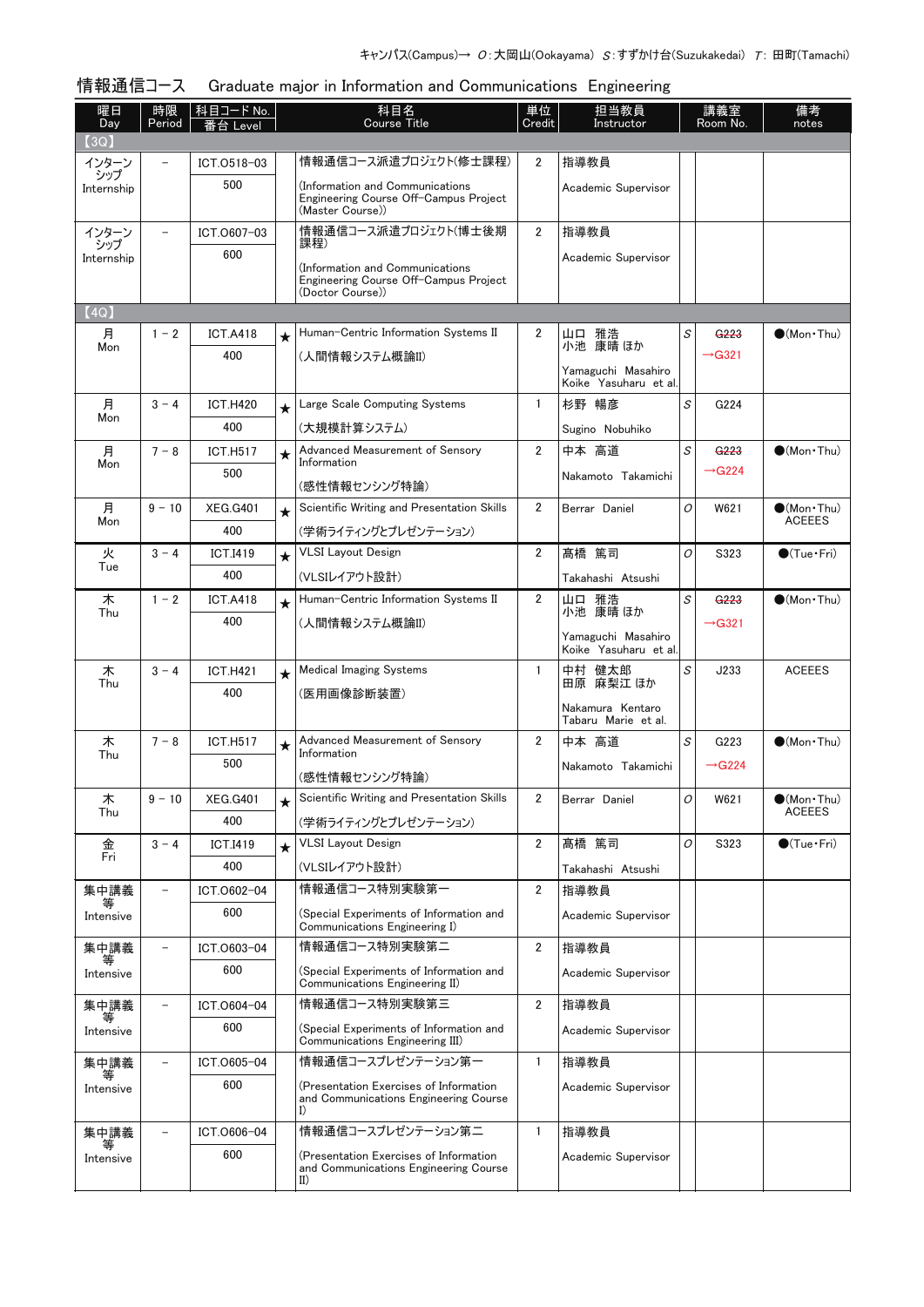キャンパス(Campus)→ O：大岡山(Ookayama) S：すずかけ台(Suzukakedai) T：田町(Tamachi)

## 情報通信コース　Graduate major in Information and Communications Engineering

| 曜日 Day | 時限 Period | 科目コード No. 番台 Level | | 科目名 Course Title | 単位 Credit | 担当教員 Instructor | | 講義室 Room No. | 備考 notes |
|---|---|---|---|---|---|---|---|---|---|
| 【3Q】 | | | | | | | | | |
| インターンシップ Internship | − | ICT.O518−03 500 | | 情報通信コース派遣プロジェクト(修士課程) (Information and Communications Engineering Course Off-Campus Project (Master Course)) | 2 | 指導教員 Academic Supervisor | | | |
| インターンシップ Internship | − | ICT.O607−03 600 | | 情報通信コース派遣プロジェクト(博士後期課程) (Information and Communications Engineering Course Off-Campus Project (Doctor Course)) | 2 | 指導教員 Academic Supervisor | | | |
| 【4Q】 | | | | | | | | | |
| 月 Mon | 1 − 2 | ICT.A418 400 | ★ | Human-Centric Information Systems II (人間情報システム概論II) | 2 | 山口 雅浩 小池 康晴 ほか Yamaguchi Masahiro Koike Yasuharu et al. | S | ~~G223~~ →G321 | ●(Mon・Thu) |
| 月 Mon | 3 − 4 | ICT.H420 400 | ★ | Large Scale Computing Systems (大規模計算システム) | 1 | 杉野 暢彦 Sugino Nobuhiko | S | G224 | |
| 月 Mon | 7 − 8 | ICT.H517 500 | ★ | Advanced Measurement of Sensory Information (感性情報センシング特論) | 2 | 中本 高道 Nakamoto Takamichi | S | ~~G223~~ →G224 | ●(Mon・Thu) |
| 月 Mon | 9 − 10 | XEG.G401 400 | ★ | Scientific Writing and Presentation Skills (学術ライティングとプレゼンテーション) | 2 | Berrar Daniel | O | W621 | ●(Mon・Thu) ACEEES |
| 火 Tue | 3 − 4 | ICT.I419 400 | ★ | VLSI Layout Design (VLSIレイアウト設計) | 2 | 髙橋 篤司 Takahashi Atsushi | O | S323 | ●(Tue・Fri) |
| 木 Thu | 1 − 2 | ICT.A418 400 | ★ | Human-Centric Information Systems II (人間情報システム概論II) | 2 | 山口 雅浩 小池 康晴 ほか Yamaguchi Masahiro Koike Yasuharu et al. | S | ~~G223~~ →G321 | ●(Mon・Thu) |
| 木 Thu | 3 − 4 | ICT.H421 400 | ★ | Medical Imaging Systems (医用画像診断装置) | 1 | 中村 健太郎 田原 麻梨江 ほか Nakamura Kentaro Tabaru Marie et al. | S | J233 | ACEEES |
| 木 Thu | 7 − 8 | ICT.H517 500 | ★ | Advanced Measurement of Sensory Information (感性情報センシング特論) | 2 | 中本 高道 Nakamoto Takamichi | S | G223 →G224 | ●(Mon・Thu) |
| 木 Thu | 9 − 10 | XEG.G401 400 | ★ | Scientific Writing and Presentation Skills (学術ライティングとプレゼンテーション) | 2 | Berrar Daniel | O | W621 | ●(Mon・Thu) ACEEES |
| 金 Fri | 3 − 4 | ICT.I419 400 | ★ | VLSI Layout Design (VLSIレイアウト設計) | 2 | 髙橋 篤司 Takahashi Atsushi | O | S323 | ●(Tue・Fri) |
| 集中講義等 Intensive | − | ICT.O602−04 600 | | 情報通信コース特別実験第一 (Special Experiments of Information and Communications Engineering I) | 2 | 指導教員 Academic Supervisor | | | |
| 集中講義等 Intensive | − | ICT.O603−04 600 | | 情報通信コース特別実験第二 (Special Experiments of Information and Communications Engineering II) | 2 | 指導教員 Academic Supervisor | | | |
| 集中講義等 Intensive | − | ICT.O604−04 600 | | 情報通信コース特別実験第三 (Special Experiments of Information and Communications Engineering III) | 2 | 指導教員 Academic Supervisor | | | |
| 集中講義等 Intensive | − | ICT.O605−04 600 | | 情報通信コースプレゼンテーション第一 (Presentation Exercises of Information and Communications Engineering Course I) | 1 | 指導教員 Academic Supervisor | | | |
| 集中講義等 Intensive | − | ICT.O606−04 600 | | 情報通信コースプレゼンテーション第二 (Presentation Exercises of Information and Communications Engineering Course II) | 1 | 指導教員 Academic Supervisor | | | |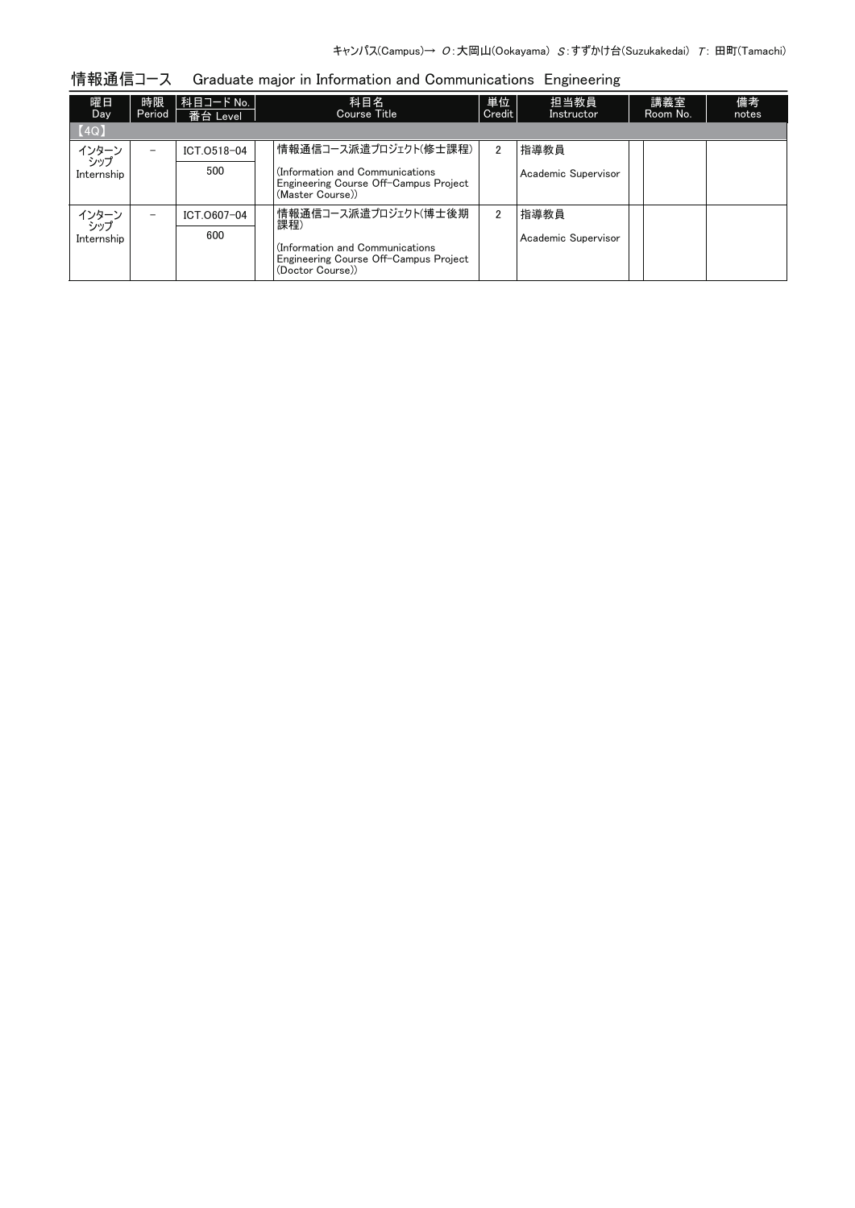キャンパス(Campus)→ O：大岡山(Ookayama) S：すずかけ台(Suzukakedai) T：田町(Tamachi)

## 情報通信コース Graduate major in Information and Communications Engineering

| 曜日 Day | 時限 Period | 科目コード No. 番台 Level | 科目名 Course Title | 単位 Credit | 担当教員 Instructor | 講義室 Room No. | 備考 notes |
|---|---|---|---|---|---|---|---|
| 【4Q】 | | | | | | | |
| インターンシップ Internship | － | ICT.O518-04 500 | 情報通信コース派遣プロジェクト(修士課程) (Information and Communications Engineering Course Off-Campus Project (Master Course)) | 2 | 指導教員 Academic Supervisor | | |
| インターンシップ Internship | － | ICT.O607-04 600 | 情報通信コース派遣プロジェクト(博士後期課程) (Information and Communications Engineering Course Off-Campus Project (Doctor Course)) | 2 | 指導教員 Academic Supervisor | | |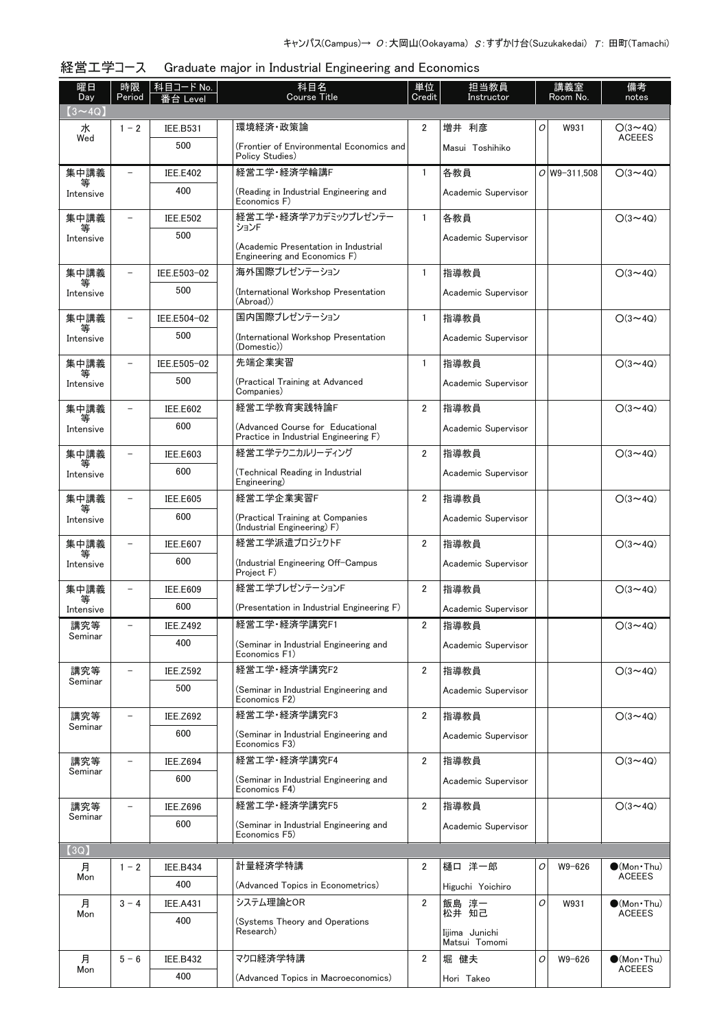キャンパス(Campus)→ O:大岡山(Ookayama) S:すずかけ台(Suzukakedai) T: 田町(Tamachi)

## 経営工学コース　Graduate major in Industrial Engineering and Economics

| 曜日 Day | 時限 Period | 科目コード No. / 番台 Level | 科目名 Course Title | 単位 Credit | 担当教員 Instructor | | 講義室 Room No. | 備考 notes |
|---|---|---|---|---|---|---|---|---|
| 【3～4Q】 | | | | | | | | |
| 水 Wed | 1－2 | IEE.B531 / 500 | 環境経済・政策論 (Frontier of Environmental Economics and Policy Studies) | 2 | 増井 利彦 Masui Toshihiko | O | W931 | ○(3～4Q) ACEEES |
| 集中講義等 Intensive | － | IEE.E402 / 400 | 経営工学・経済学輪講F (Reading in Industrial Engineering and Economics F) | 1 | 各教員 Academic Supervisor | O | W9-311,508 | ○(3～4Q) |
| 集中講義等 Intensive | － | IEE.E502 / 500 | 経営工学・経済学アカデミックプレゼンテーションF (Academic Presentation in Industrial Engineering and Economics F) | 1 | 各教員 Academic Supervisor | | | ○(3～4Q) |
| 集中講義等 Intensive | － | IEE.E503-02 / 500 | 海外国際プレゼンテーション (International Workshop Presentation (Abroad)) | 1 | 指導教員 Academic Supervisor | | | ○(3～4Q) |
| 集中講義等 Intensive | － | IEE.E504-02 / 500 | 国内国際プレゼンテーション (International Workshop Presentation (Domestic)) | 1 | 指導教員 Academic Supervisor | | | ○(3～4Q) |
| 集中講義等 Intensive | － | IEE.E505-02 / 500 | 先端企業実習 (Practical Training at Advanced Companies) | 1 | 指導教員 Academic Supervisor | | | ○(3～4Q) |
| 集中講義等 Intensive | － | IEE.E602 / 600 | 経営工学教育実践特論F (Advanced Course for Educational Practice in Industrial Engineering F) | 2 | 指導教員 Academic Supervisor | | | ○(3～4Q) |
| 集中講義等 Intensive | － | IEE.E603 / 600 | 経営工学テクニカルリーディング (Technical Reading in Industrial Engineering) | 2 | 指導教員 Academic Supervisor | | | ○(3～4Q) |
| 集中講義等 Intensive | － | IEE.E605 / 600 | 経営工学企業実習F (Practical Training at Companies (Industrial Engineering) F) | 2 | 指導教員 Academic Supervisor | | | ○(3～4Q) |
| 集中講義等 Intensive | － | IEE.E607 / 600 | 経営工学派遣プロジェクトF (Industrial Engineering Off-Campus Project F) | 2 | 指導教員 Academic Supervisor | | | ○(3～4Q) |
| 集中講義等 Intensive | － | IEE.E609 / 600 | 経営工学プレゼンテーションF (Presentation in Industrial Engineering F) | 2 | 指導教員 Academic Supervisor | | | ○(3～4Q) |
| 講究等 Seminar | － | IEE.Z492 / 400 | 経営工学・経済学講究F1 (Seminar in Industrial Engineering and Economics F1) | 2 | 指導教員 Academic Supervisor | | | ○(3～4Q) |
| 講究等 Seminar | － | IEE.Z592 / 500 | 経営工学・経済学講究F2 (Seminar in Industrial Engineering and Economics F2) | 2 | 指導教員 Academic Supervisor | | | ○(3～4Q) |
| 講究等 Seminar | － | IEE.Z692 / 600 | 経営工学・経済学講究F3 (Seminar in Industrial Engineering and Economics F3) | 2 | 指導教員 Academic Supervisor | | | ○(3～4Q) |
| 講究等 Seminar | － | IEE.Z694 / 600 | 経営工学・経済学講究F4 (Seminar in Industrial Engineering and Economics F4) | 2 | 指導教員 Academic Supervisor | | | ○(3～4Q) |
| 講究等 Seminar | － | IEE.Z696 / 600 | 経営工学・経済学講究F5 (Seminar in Industrial Engineering and Economics F5) | 2 | 指導教員 Academic Supervisor | | | ○(3～4Q) |
| 【3Q】 | | | | | | | | |
| 月 Mon | 1－2 | IEE.B434 / 400 | 計量経済学特講 (Advanced Topics in Econometrics) | 2 | 樋口 洋一郎 Higuchi Yoichiro | O | W9-626 | ●(Mon・Thu) ACEEES |
| 月 Mon | 3－4 | IEE.A431 / 400 | システム理論とOR (Systems Theory and Operations Research) | 2 | 飯島 淳一 松井 知己 Iijima Junichi Matsui Tomomi | O | W931 | ●(Mon・Thu) ACEEES |
| 月 Mon | 5－6 | IEE.B432 / 400 | マクロ経済学特講 (Advanced Topics in Macroeconomics) | 2 | 堀 健夫 Hori Takeo | O | W9-626 | ●(Mon・Thu) ACEEES |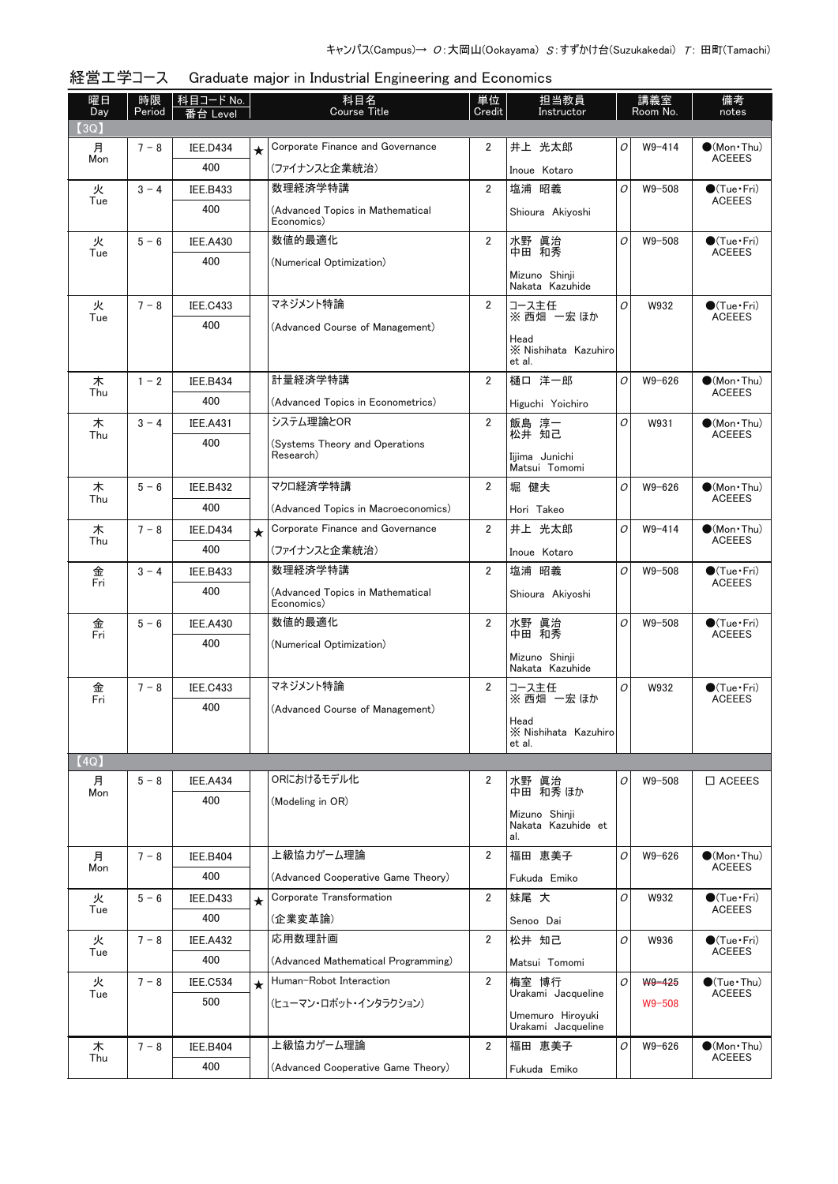キャンパス(Campus)→ O:大岡山(Ookayama) S:すずかけ台(Suzukakedai) T: 田町(Tamachi)

## 経営工学コース　Graduate major in Industrial Engineering and Economics

| 曜日 Day | 時限 Period | 科目コード No. 番台 Level | | 科目名 Course Title | 単位 Credit | 担当教員 Instructor | | 講義室 Room No. | 備考 notes |
|---|---|---|---|---|---|---|---|---|---|
| 【3Q】 | | | | | | | | | |
| 月 Mon | 7－8 | IEE.D434 400 | ★ | Corporate Finance and Governance (ファイナンスと企業統治) | 2 | 井上 光太郎 Inoue Kotaro | O | W9-414 | ●(Mon・Thu) ACEEES |
| 火 Tue | 3－4 | IEE.B433 400 | | 数理経済学特講 (Advanced Topics in Mathematical Economics) | 2 | 塩浦 昭義 Shioura Akiyoshi | O | W9-508 | ●(Tue・Fri) ACEEES |
| 火 Tue | 5－6 | IEE.A430 400 | | 数値的最適化 (Numerical Optimization) | 2 | 水野 眞治 中田 和秀 Mizuno Shinji Nakata Kazuhide | O | W9-508 | ●(Tue・Fri) ACEEES |
| 火 Tue | 7－8 | IEE.C433 400 | | マネジメント特論 (Advanced Course of Management) | 2 | コース主任 ※ 西畑 一宏 ほか Head ※ Nishihata Kazuhiro et al. | O | W932 | ●(Tue・Fri) ACEEES |
| 木 Thu | 1－2 | IEE.B434 400 | | 計量経済学特講 (Advanced Topics in Econometrics) | 2 | 樋口 洋一郎 Higuchi Yoichiro | O | W9-626 | ●(Mon・Thu) ACEEES |
| 木 Thu | 3－4 | IEE.A431 400 | | システム理論とOR (Systems Theory and Operations Research) | 2 | 飯島 淳一 松井 知己 Iijima Junichi Matsui Tomomi | O | W931 | ●(Mon・Thu) ACEEES |
| 木 Thu | 5－6 | IEE.B432 400 | | マクロ経済学特講 (Advanced Topics in Macroeconomics) | 2 | 堀 健夫 Hori Takeo | O | W9-626 | ●(Mon・Thu) ACEEES |
| 木 Thu | 7－8 | IEE.D434 400 | ★ | Corporate Finance and Governance (ファイナンスと企業統治) | 2 | 井上 光太郎 Inoue Kotaro | O | W9-414 | ●(Mon・Thu) ACEEES |
| 金 Fri | 3－4 | IEE.B433 400 | | 数理経済学特講 (Advanced Topics in Mathematical Economics) | 2 | 塩浦 昭義 Shioura Akiyoshi | O | W9-508 | ●(Tue・Fri) ACEEES |
| 金 Fri | 5－6 | IEE.A430 400 | | 数値的最適化 (Numerical Optimization) | 2 | 水野 眞治 中田 和秀 Mizuno Shinji Nakata Kazuhide | O | W9-508 | ●(Tue・Fri) ACEEES |
| 金 Fri | 7－8 | IEE.C433 400 | | マネジメント特論 (Advanced Course of Management) | 2 | コース主任 ※ 西畑 一宏 ほか Head ※ Nishihata Kazuhiro et al. | O | W932 | ●(Tue・Fri) ACEEES |
| 【4Q】 | | | | | | | | | |
| 月 Mon | 5－8 | IEE.A434 400 | | ORにおけるモデル化 (Modeling in OR) | 2 | 水野 眞治 中田 和秀 ほか Mizuno Shinji Nakata Kazuhide et al. | O | W9-508 | □ ACEEES |
| 月 Mon | 7－8 | IEE.B404 400 | | 上級協力ゲーム理論 (Advanced Cooperative Game Theory) | 2 | 福田 恵美子 Fukuda Emiko | O | W9-626 | ●(Mon・Thu) ACEEES |
| 火 Tue | 5－6 | IEE.D433 400 | ★ | Corporate Transformation (企業変革論) | 2 | 妹尾 大 Senoo Dai | O | W932 | ●(Tue・Fri) ACEEES |
| 火 Tue | 7－8 | IEE.A432 400 | | 応用数理計画 (Advanced Mathematical Programming) | 2 | 松井 知己 Matsui Tomomi | O | W936 | ●(Tue・Fri) ACEEES |
| 火 Tue | 7－8 | IEE.C534 500 | ★ | Human-Robot Interaction (ヒューマン・ロボット・インタラクション) | 2 | 梅室 博行 Urakami Jacqueline Umemuro Hiroyuki Urakami Jacqueline | O | ~~W9-425~~ W9-508 | ●(Tue・Thu) ACEEES |
| 木 Thu | 7－8 | IEE.B404 400 | | 上級協力ゲーム理論 (Advanced Cooperative Game Theory) | 2 | 福田 恵美子 Fukuda Emiko | O | W9-626 | ●(Mon・Thu) ACEEES |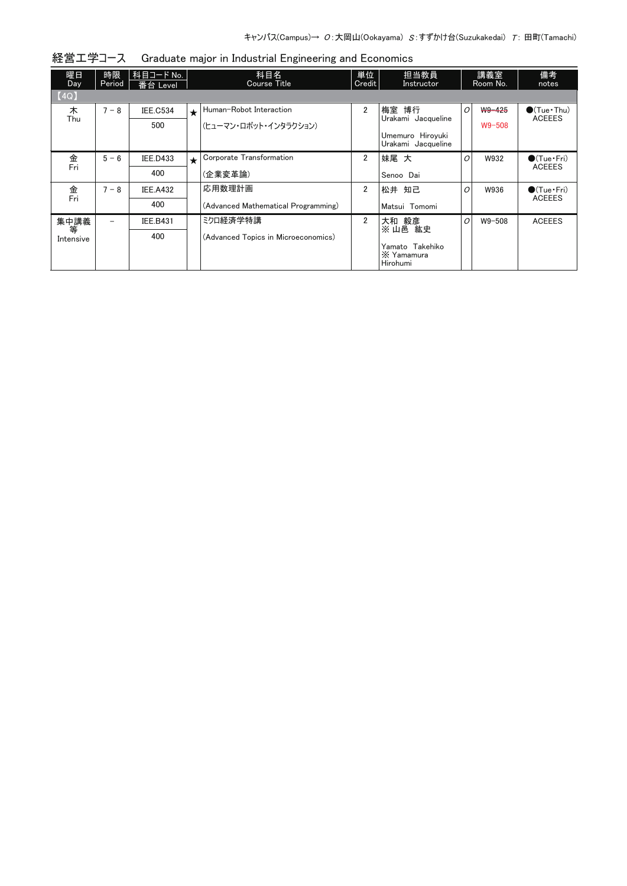キャンパス(Campus)→ O:大岡山(Ookayama) S:すずかけ台(Suzukakedai) T: 田町(Tamachi)

## 経営工学コース　Graduate major in Industrial Engineering and Economics

| 曜日 Day | 時限 Period | 科目コード No. 番台 Level | | 科目名 Course Title | 単位 Credit | 担当教員 Instructor | | 講義室 Room No. | 備考 notes |
|---|---|---|---|---|---|---|---|---|---|
| 【4Q】 | | | | | | | | | |
| 木 Thu | 7 － 8 | IEE.C534 500 | ★ | Human-Robot Interaction (ヒューマン・ロボット・インタラクション) | 2 | 梅室 博行 Urakami Jacqueline Umemuro Hiroyuki Urakami Jacqueline | O | ~~W9-425~~ W9-508 | ●(Tue・Thu) ACEEES |
| 金 Fri | 5 － 6 | IEE.D433 400 | ★ | Corporate Transformation (企業変革論) | 2 | 妹尾 大 Senoo Dai | O | W932 | ●(Tue・Fri) ACEEES |
| 金 Fri | 7 － 8 | IEE.A432 400 | | 応用数理計画 (Advanced Mathematical Programming) | 2 | 松井 知己 Matsui Tomomi | O | W936 | ●(Tue・Fri) ACEEES |
| 集中講義等 Intensive | － | IEE.B431 400 | | ミクロ経済学特講 (Advanced Topics in Microeconomics) | 2 | 大和 毅彦 ※ 山邑 紘史 Yamato Takehiko ※ Yamamura Hirohumi | O | W9-508 | ACEEES |